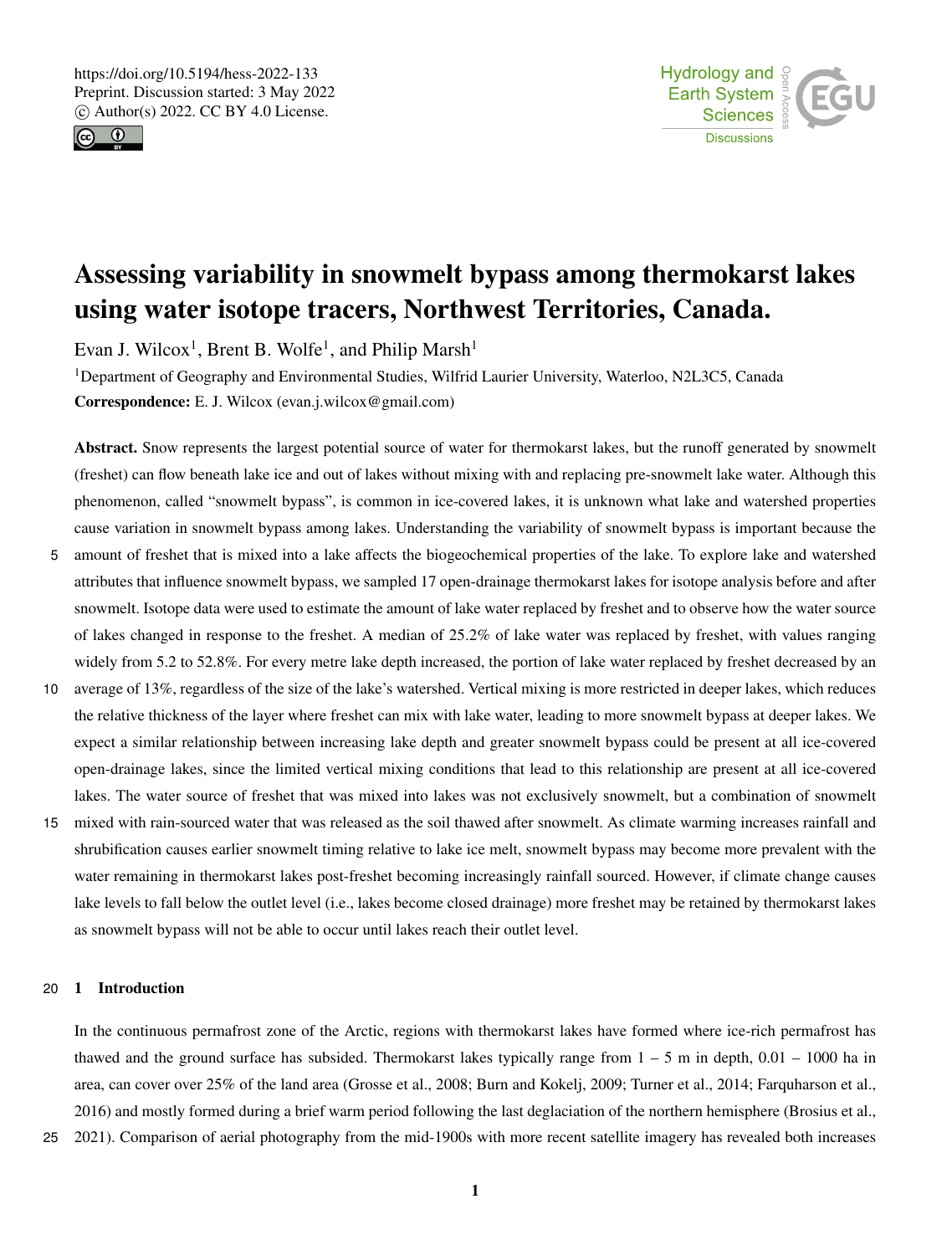# Assessing variability in snowmelt bypass among thermokarst lakes using water isotope tracers, Northwest Territories, Canada.

Evan J. Wilcox[1], Brent B. Wolfe[1], and Philip Marsh[1]

[1]Department of Geography and Environmental Studies, Wilfrid Laurier University, Waterloo, N2L3C5, Canada

**Correspondence:** E. J. Wilcox (evan.j.wilcox@gmail.com)

**Abstract.** Snow represents the largest potential source of water for thermokarst lakes, but the runoff generated by snowmelt (freshet) can flow beneath lake ice and out of lakes without mixing with and replacing pre-snowmelt lake water. Although this phenomenon, called "snowmelt bypass", is common in ice-covered lakes, it is unknown what lake and watershed properties cause variation in snowmelt bypass among lakes. Understanding the variability of snowmelt bypass is important because the amount of freshet that is mixed into a lake affects the biogeochemical properties of the lake. To explore lake and watershed attributes that influence snowmelt bypass, we sampled 17 open-drainage thermokarst lakes for isotope analysis before and after snowmelt. Isotope data were used to estimate the amount of lake water replaced by freshet and to observe how the water source of lakes changed in response to the freshet. A median of 25.2% of lake water was replaced by freshet, with values ranging widely from 5.2 to 52.8%. For every metre lake depth increased, the portion of lake water replaced by freshet decreased by an average of 13%, regardless of the size of the lake's watershed. Vertical mixing is more restricted in deeper lakes, which reduces the relative thickness of the layer where freshet can mix with lake water, leading to more snowmelt bypass at deeper lakes. We expect a similar relationship between increasing lake depth and greater snowmelt bypass could be present at all ice-covered open-drainage lakes, since the limited vertical mixing conditions that lead to this relationship are present at all ice-covered lakes. The water source of freshet that was mixed into lakes was not exclusively snowmelt, but a combination of snowmelt mixed with rain-sourced water that was released as the soil thawed after snowmelt. As climate warming increases rainfall and shrubification causes earlier snowmelt timing relative to lake ice melt, snowmelt bypass may become more prevalent with the water remaining in thermokarst lakes post-freshet becoming increasingly rainfall sourced. However, if climate change causes lake levels to fall below the outlet level (i.e., lakes become closed drainage) more freshet may be retained by thermokarst lakes as snowmelt bypass will not be able to occur until lakes reach their outlet level.

## 1 Introduction

In the continuous permafrost zone of the Arctic, regions with thermokarst lakes have formed where ice-rich permafrost has thawed and the ground surface has subsided. Thermokarst lakes typically range from 1 – 5 m in depth, 0.01 – 1000 ha in area, can cover over 25% of the land area (Grosse et al., 2008; Burn and Kokelj, 2009; Turner et al., 2014; Farquharson et al., 2016) and mostly formed during a brief warm period following the last deglaciation of the northern hemisphere (Brosius et al., 2021). Comparison of aerial photography from the mid-1900s with more recent satellite imagery has revealed both increases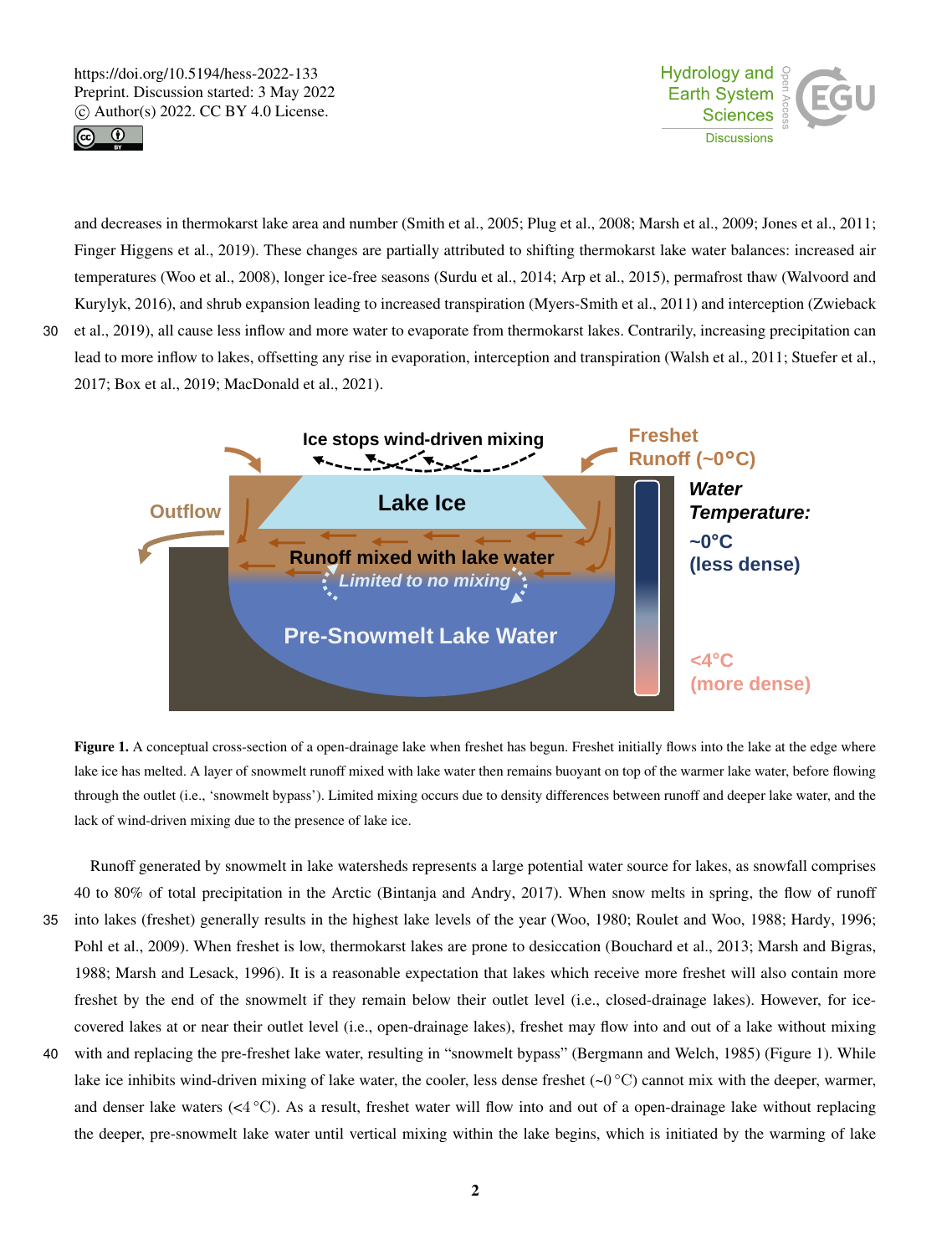and decreases in thermokarst lake area and number (Smith et al., 2005; Plug et al., 2008; Marsh et al., 2009; Jones et al., 2011; Finger Higgens et al., 2019). These changes are partially attributed to shifting thermokarst lake water balances: increased air temperatures (Woo et al., 2008), longer ice-free seasons (Surdu et al., 2014; Arp et al., 2015), permafrost thaw (Walvoord and Kurylyk, 2016), and shrub expansion leading to increased transpiration (Myers-Smith et al., 2011) and interception (Zwieback et al., 2019), all cause less inflow and more water to evaporate from thermokarst lakes. Contrarily, increasing precipitation can lead to more inflow to lakes, offsetting any rise in evaporation, interception and transpiration (Walsh et al., 2011; Stuefer et al., 2017; Box et al., 2019; MacDonald et al., 2021).

**Figure 1.** A conceptual cross-section of a open-drainage lake when freshet has begun. Freshet initially flows into the lake at the edge where lake ice has melted. A layer of snowmelt runoff mixed with lake water then remains buoyant on top of the warmer lake water, before flowing through the outlet (i.e., 'snowmelt bypass'). Limited mixing occurs due to density differences between runoff and deeper lake water, and the lack of wind-driven mixing due to the presence of lake ice.

Runoff generated by snowmelt in lake watersheds represents a large potential water source for lakes, as snowfall comprises 40 to 80% of total precipitation in the Arctic (Bintanja and Andry, 2017). When snow melts in spring, the flow of runoff into lakes (freshet) generally results in the highest lake levels of the year (Woo, 1980; Roulet and Woo, 1988; Hardy, 1996; Pohl et al., 2009). When freshet is low, thermokarst lakes are prone to desiccation (Bouchard et al., 2013; Marsh and Bigras, 1988; Marsh and Lesack, 1996). It is a reasonable expectation that lakes which receive more freshet will also contain more freshet by the end of the snowmelt if they remain below their outlet level (i.e., closed-drainage lakes). However, for ice-covered lakes at or near their outlet level (i.e., open-drainage lakes), freshet may flow into and out of a lake without mixing with and replacing the pre-freshet lake water, resulting in "snowmelt bypass" (Bergmann and Welch, 1985) (Figure 1). While lake ice inhibits wind-driven mixing of lake water, the cooler, less dense freshet (~0 °C) cannot mix with the deeper, warmer, and denser lake waters (<4 °C). As a result, freshet water will flow into and out of a open-drainage lake without replacing the deeper, pre-snowmelt lake water until vertical mixing within the lake begins, which is initiated by the warming of lake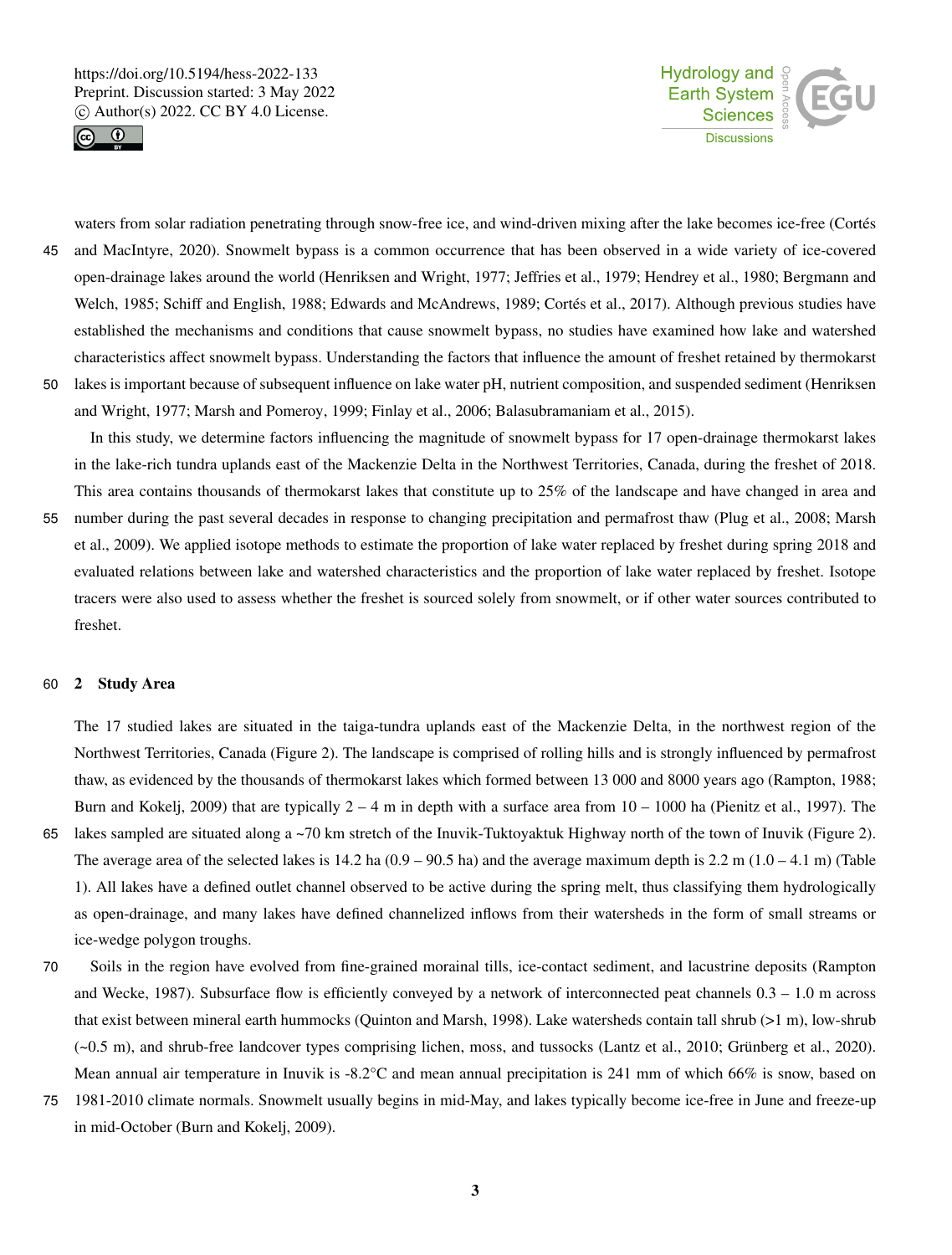waters from solar radiation penetrating through snow-free ice, and wind-driven mixing after the lake becomes ice-free (Cortés and MacIntyre, 2020). Snowmelt bypass is a common occurrence that has been observed in a wide variety of ice-covered open-drainage lakes around the world (Henriksen and Wright, 1977; Jeffries et al., 1979; Hendrey et al., 1980; Bergmann and Welch, 1985; Schiff and English, 1988; Edwards and McAndrews, 1989; Cortés et al., 2017). Although previous studies have established the mechanisms and conditions that cause snowmelt bypass, no studies have examined how lake and watershed characteristics affect snowmelt bypass. Understanding the factors that influence the amount of freshet retained by thermokarst lakes is important because of subsequent influence on lake water pH, nutrient composition, and suspended sediment (Henriksen and Wright, 1977; Marsh and Pomeroy, 1999; Finlay et al., 2006; Balasubramaniam et al., 2015).

In this study, we determine factors influencing the magnitude of snowmelt bypass for 17 open-drainage thermokarst lakes in the lake-rich tundra uplands east of the Mackenzie Delta in the Northwest Territories, Canada, during the freshet of 2018. This area contains thousands of thermokarst lakes that constitute up to 25% of the landscape and have changed in area and number during the past several decades in response to changing precipitation and permafrost thaw (Plug et al., 2008; Marsh et al., 2009). We applied isotope methods to estimate the proportion of lake water replaced by freshet during spring 2018 and evaluated relations between lake and watershed characteristics and the proportion of lake water replaced by freshet. Isotope tracers were also used to assess whether the freshet is sourced solely from snowmelt, or if other water sources contributed to freshet.

## 2 Study Area

The 17 studied lakes are situated in the taiga-tundra uplands east of the Mackenzie Delta, in the northwest region of the Northwest Territories, Canada (Figure 2). The landscape is comprised of rolling hills and is strongly influenced by permafrost thaw, as evidenced by the thousands of thermokarst lakes which formed between 13 000 and 8000 years ago (Rampton, 1988; Burn and Kokelj, 2009) that are typically 2 – 4 m in depth with a surface area from 10 – 1000 ha (Pienitz et al., 1997). The lakes sampled are situated along a ~70 km stretch of the Inuvik-Tuktoyaktuk Highway north of the town of Inuvik (Figure 2). The average area of the selected lakes is 14.2 ha (0.9 – 90.5 ha) and the average maximum depth is 2.2 m (1.0 – 4.1 m) (Table 1). All lakes have a defined outlet channel observed to be active during the spring melt, thus classifying them hydrologically as open-drainage, and many lakes have defined channelized inflows from their watersheds in the form of small streams or ice-wedge polygon troughs.

Soils in the region have evolved from fine-grained morainal tills, ice-contact sediment, and lacustrine deposits (Rampton and Wecke, 1987). Subsurface flow is efficiently conveyed by a network of interconnected peat channels 0.3 – 1.0 m across that exist between mineral earth hummocks (Quinton and Marsh, 1998). Lake watersheds contain tall shrub (>1 m), low-shrub (~0.5 m), and shrub-free landcover types comprising lichen, moss, and tussocks (Lantz et al., 2010; Grünberg et al., 2020). Mean annual air temperature in Inuvik is -8.2°C and mean annual precipitation is 241 mm of which 66% is snow, based on 1981-2010 climate normals. Snowmelt usually begins in mid-May, and lakes typically become ice-free in June and freeze-up in mid-October (Burn and Kokelj, 2009).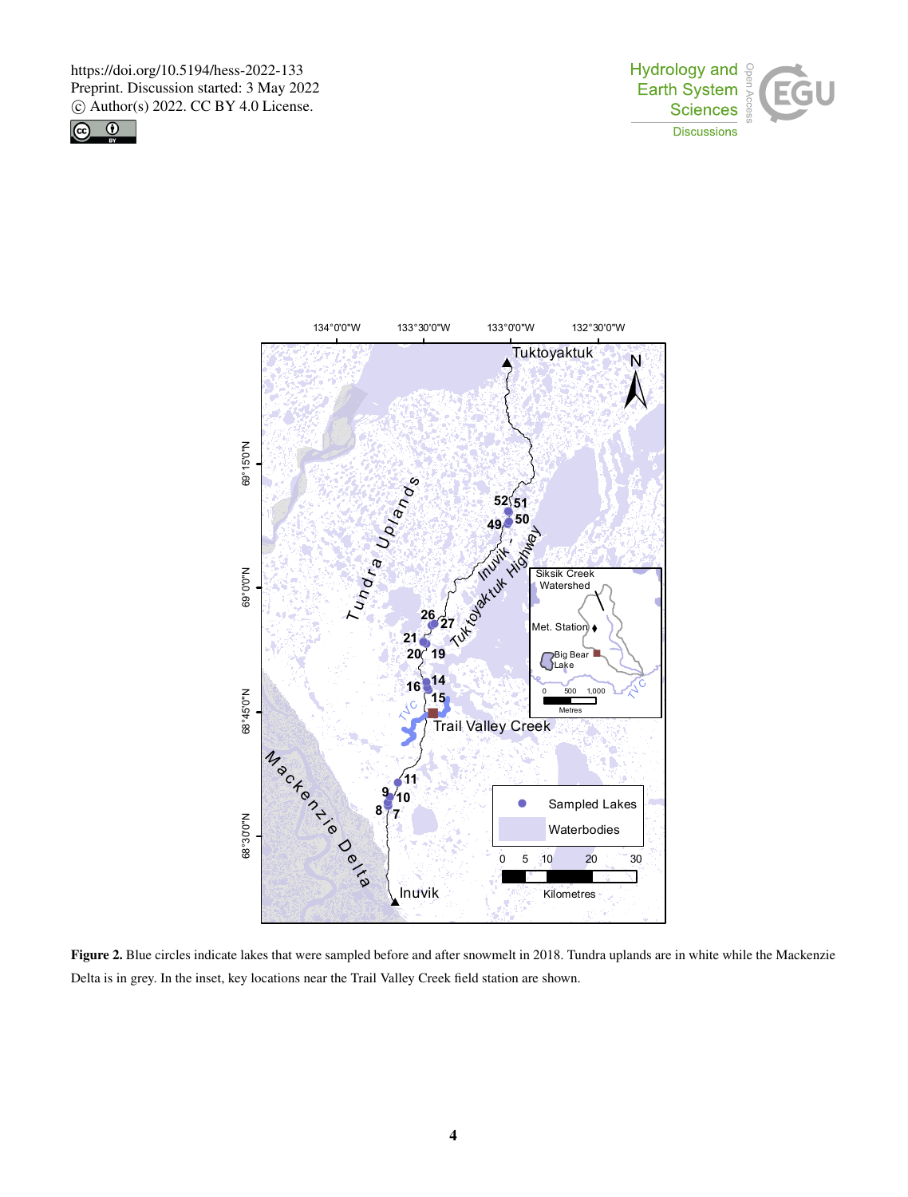**Figure 2.** Blue circles indicate lakes that were sampled before and after snowmelt in 2018. Tundra uplands are in white while the Mackenzie Delta is in grey. In the inset, key locations near the Trail Valley Creek field station are shown.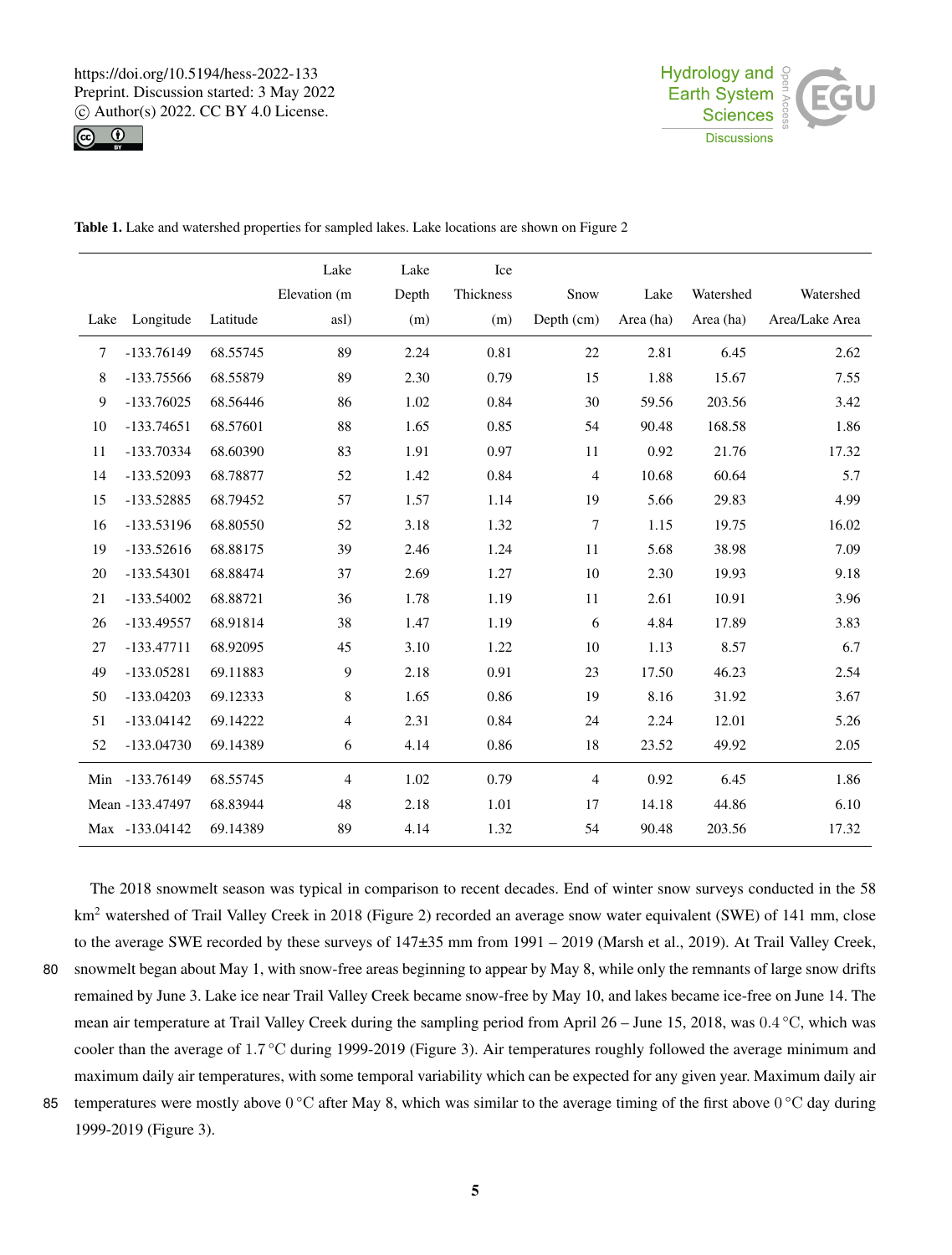**Table 1.** Lake and watershed properties for sampled lakes. Lake locations are shown on Figure 2

| Lake | Longitude | Latitude | Lake Elevation (m asl) | Lake Depth (m) | Ice Thickness (m) | Snow Depth (cm) | Lake Area (ha) | Watershed Area (ha) | Watershed Area/Lake Area |
|---|---|---|---|---|---|---|---|---|---|
| 7 | -133.76149 | 68.55745 | 89 | 2.24 | 0.81 | 22 | 2.81 | 6.45 | 2.62 |
| 8 | -133.75566 | 68.55879 | 89 | 2.30 | 0.79 | 15 | 1.88 | 15.67 | 7.55 |
| 9 | -133.76025 | 68.56446 | 86 | 1.02 | 0.84 | 30 | 59.56 | 203.56 | 3.42 |
| 10 | -133.74651 | 68.57601 | 88 | 1.65 | 0.85 | 54 | 90.48 | 168.58 | 1.86 |
| 11 | -133.70334 | 68.60390 | 83 | 1.91 | 0.97 | 11 | 0.92 | 21.76 | 17.32 |
| 14 | -133.52093 | 68.78877 | 52 | 1.42 | 0.84 | 4 | 10.68 | 60.64 | 5.7 |
| 15 | -133.52885 | 68.79452 | 57 | 1.57 | 1.14 | 19 | 5.66 | 29.83 | 4.99 |
| 16 | -133.53196 | 68.80550 | 52 | 3.18 | 1.32 | 7 | 1.15 | 19.75 | 16.02 |
| 19 | -133.52616 | 68.88175 | 39 | 2.46 | 1.24 | 11 | 5.68 | 38.98 | 7.09 |
| 20 | -133.54301 | 68.88474 | 37 | 2.69 | 1.27 | 10 | 2.30 | 19.93 | 9.18 |
| 21 | -133.54002 | 68.88721 | 36 | 1.78 | 1.19 | 11 | 2.61 | 10.91 | 3.96 |
| 26 | -133.49557 | 68.91814 | 38 | 1.47 | 1.19 | 6 | 4.84 | 17.89 | 3.83 |
| 27 | -133.47711 | 68.92095 | 45 | 3.10 | 1.22 | 10 | 1.13 | 8.57 | 6.7 |
| 49 | -133.05281 | 69.11883 | 9 | 2.18 | 0.91 | 23 | 17.50 | 46.23 | 2.54 |
| 50 | -133.04203 | 69.12333 | 8 | 1.65 | 0.86 | 19 | 8.16 | 31.92 | 3.67 |
| 51 | -133.04142 | 69.14222 | 4 | 2.31 | 0.84 | 24 | 2.24 | 12.01 | 5.26 |
| 52 | -133.04730 | 69.14389 | 6 | 4.14 | 0.86 | 18 | 23.52 | 49.92 | 2.05 |
| Min | -133.76149 | 68.55745 | 4 | 1.02 | 0.79 | 4 | 0.92 | 6.45 | 1.86 |
| Mean | -133.47497 | 68.83944 | 48 | 2.18 | 1.01 | 17 | 14.18 | 44.86 | 6.10 |
| Max | -133.04142 | 69.14389 | 89 | 4.14 | 1.32 | 54 | 90.48 | 203.56 | 17.32 |

The 2018 snowmelt season was typical in comparison to recent decades. End of winter snow surveys conducted in the 58 km$^2$ watershed of Trail Valley Creek in 2018 (Figure 2) recorded an average snow water equivalent (SWE) of 141 mm, close to the average SWE recorded by these surveys of 147±35 mm from 1991 – 2019 (Marsh et al., 2019). At Trail Valley Creek, snowmelt began about May 1, with snow-free areas beginning to appear by May 8, while only the remnants of large snow drifts remained by June 3. Lake ice near Trail Valley Creek became snow-free by May 10, and lakes became ice-free on June 14. The mean air temperature at Trail Valley Creek during the sampling period from April 26 – June 15, 2018, was 0.4 °C, which was cooler than the average of 1.7 °C during 1999-2019 (Figure 3). Air temperatures roughly followed the average minimum and maximum daily air temperatures, with some temporal variability which can be expected for any given year. Maximum daily air temperatures were mostly above 0 °C after May 8, which was similar to the average timing of the first above 0 °C day during 1999-2019 (Figure 3).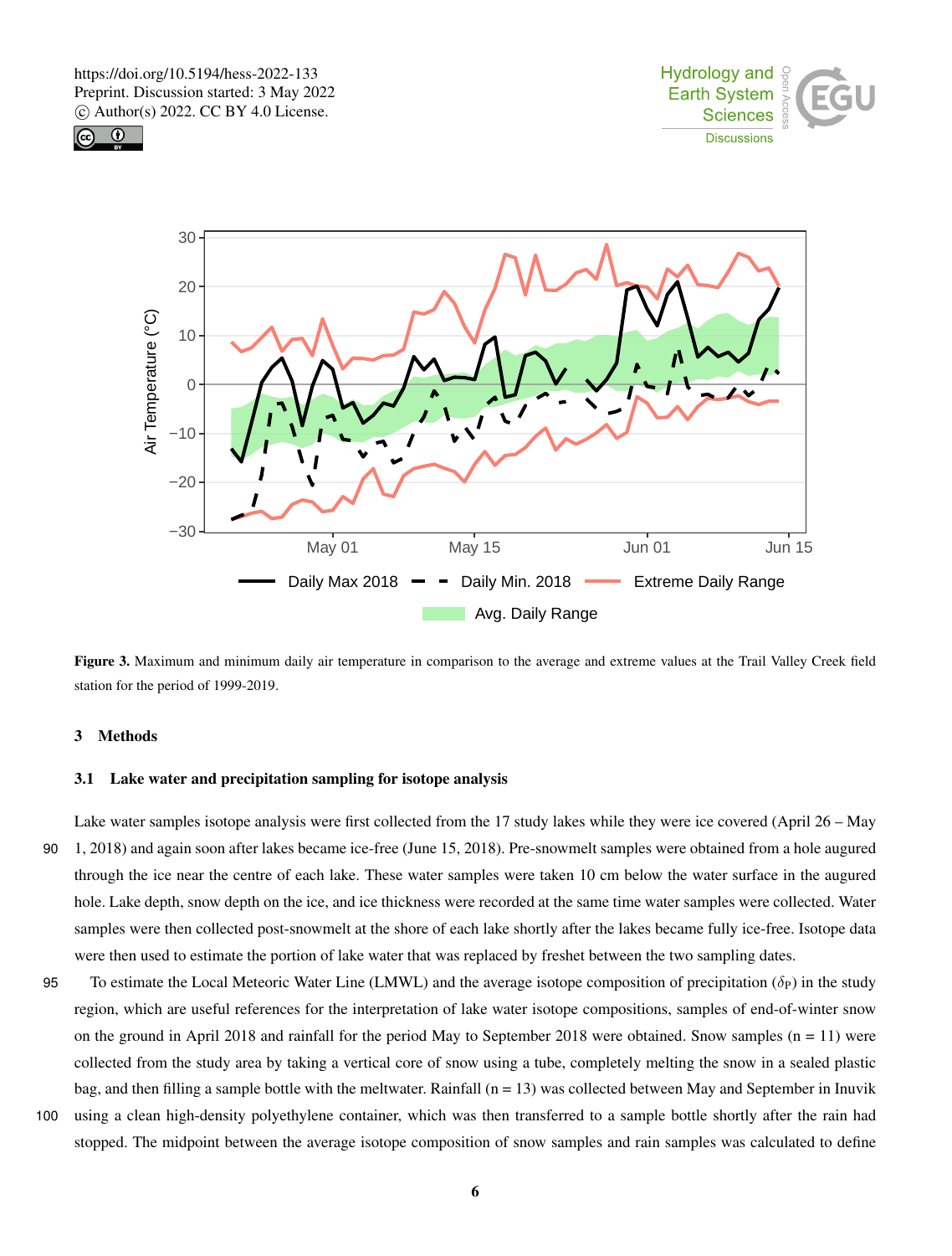**Figure 3.** Maximum and minimum daily air temperature in comparison to the average and extreme values at the Trail Valley Creek field station for the period of 1999-2019.

## 3 Methods

### 3.1 Lake water and precipitation sampling for isotope analysis

Lake water samples isotope analysis were first collected from the 17 study lakes while they were ice covered (April 26 – May 1, 2018) and again soon after lakes became ice-free (June 15, 2018). Pre-snowmelt samples were obtained from a hole augured through the ice near the centre of each lake. These water samples were taken 10 cm below the water surface in the augured hole. Lake depth, snow depth on the ice, and ice thickness were recorded at the same time water samples were collected. Water samples were then collected post-snowmelt at the shore of each lake shortly after the lakes became fully ice-free. Isotope data were then used to estimate the portion of lake water that was replaced by freshet between the two sampling dates.

To estimate the Local Meteoric Water Line (LMWL) and the average isotope composition of precipitation ($\delta_P$) in the study region, which are useful references for the interpretation of lake water isotope compositions, samples of end-of-winter snow on the ground in April 2018 and rainfall for the period May to September 2018 were obtained. Snow samples (n = 11) were collected from the study area by taking a vertical core of snow using a tube, completely melting the snow in a sealed plastic bag, and then filling a sample bottle with the meltwater. Rainfall (n = 13) was collected between May and September in Inuvik using a clean high-density polyethylene container, which was then transferred to a sample bottle shortly after the rain had stopped. The midpoint between the average isotope composition of snow samples and rain samples was calculated to define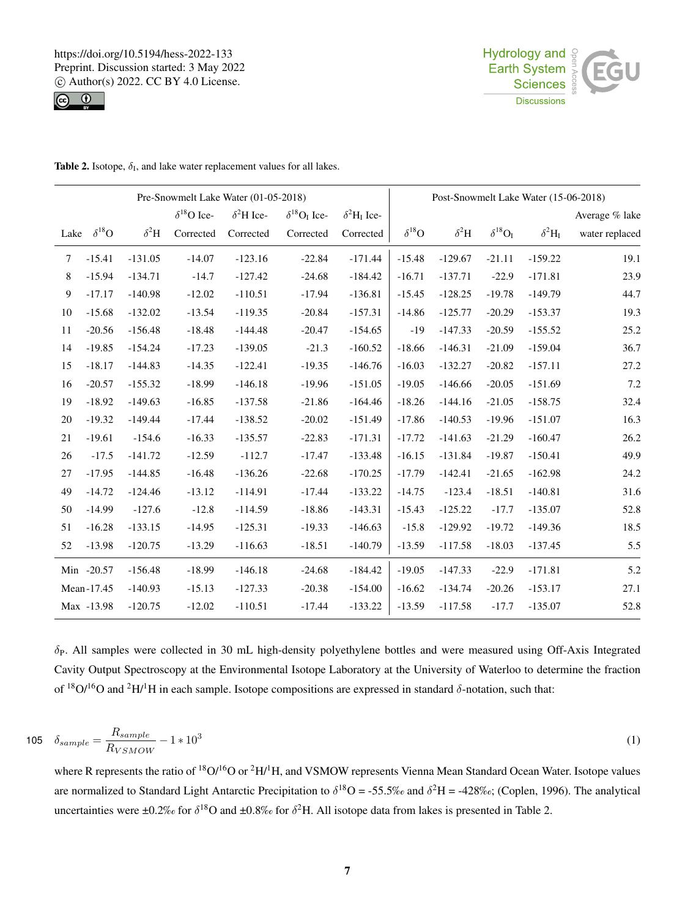**Table 2.** Isotope, $\delta_I$, and lake water replacement values for all lakes.

| | Pre-Snowmelt Lake Water (01-05-2018) | | | | | | Post-Snowmelt Lake Water (15-06-2018) | | | | |
|---|---|---|---|---|---|---|---|---|---|---|---|
| Lake | $\delta^{18}O$ | $\delta^2H$ | $\delta^{18}O$ Ice-Corrected | $\delta^2H$ Ice-Corrected | $\delta^{18}O_I$ Ice-Corrected | $\delta^2H_I$ Ice-Corrected | $\delta^{18}O$ | $\delta^2H$ | $\delta^{18}O_I$ | $\delta^2H_I$ | Average % lake water replaced |
| 7 | -15.41 | -131.05 | -14.07 | -123.16 | -22.84 | -171.44 | -15.48 | -129.67 | -21.11 | -159.22 | 19.1 |
| 8 | -15.94 | -134.71 | -14.7 | -127.42 | -24.68 | -184.42 | -16.71 | -137.71 | -22.9 | -171.81 | 23.9 |
| 9 | -17.17 | -140.98 | -12.02 | -110.51 | -17.94 | -136.81 | -15.45 | -128.25 | -19.78 | -149.79 | 44.7 |
| 10 | -15.68 | -132.02 | -13.54 | -119.35 | -20.84 | -157.31 | -14.86 | -125.77 | -20.29 | -153.37 | 19.3 |
| 11 | -20.56 | -156.48 | -18.48 | -144.48 | -20.47 | -154.65 | -19 | -147.33 | -20.59 | -155.52 | 25.2 |
| 14 | -19.85 | -154.24 | -17.23 | -139.05 | -21.3 | -160.52 | -18.66 | -146.31 | -21.09 | -159.04 | 36.7 |
| 15 | -18.17 | -144.83 | -14.35 | -122.41 | -19.35 | -146.76 | -16.03 | -132.27 | -20.82 | -157.11 | 27.2 |
| 16 | -20.57 | -155.32 | -18.99 | -146.18 | -19.96 | -151.05 | -19.05 | -146.66 | -20.05 | -151.69 | 7.2 |
| 19 | -18.92 | -149.63 | -16.85 | -137.58 | -21.86 | -164.46 | -18.26 | -144.16 | -21.05 | -158.75 | 32.4 |
| 20 | -19.32 | -149.44 | -17.44 | -138.52 | -20.02 | -151.49 | -17.86 | -140.53 | -19.96 | -151.07 | 16.3 |
| 21 | -19.61 | -154.6 | -16.33 | -135.57 | -22.83 | -171.31 | -17.72 | -141.63 | -21.29 | -160.47 | 26.2 |
| 26 | -17.5 | -141.72 | -12.59 | -112.7 | -17.47 | -133.48 | -16.15 | -131.84 | -19.87 | -150.41 | 49.9 |
| 27 | -17.95 | -144.85 | -16.48 | -136.26 | -22.68 | -170.25 | -17.79 | -142.41 | -21.65 | -162.98 | 24.2 |
| 49 | -14.72 | -124.46 | -13.12 | -114.91 | -17.44 | -133.22 | -14.75 | -123.4 | -18.51 | -140.81 | 31.6 |
| 50 | -14.99 | -127.6 | -12.8 | -114.59 | -18.86 | -143.31 | -15.43 | -125.22 | -17.7 | -135.07 | 52.8 |
| 51 | -16.28 | -133.15 | -14.95 | -125.31 | -19.33 | -146.63 | -15.8 | -129.92 | -19.72 | -149.36 | 18.5 |
| 52 | -13.98 | -120.75 | -13.29 | -116.63 | -18.51 | -140.79 | -13.59 | -117.58 | -18.03 | -137.45 | 5.5 |
| Min | -20.57 | -156.48 | -18.99 | -146.18 | -24.68 | -184.42 | -19.05 | -147.33 | -22.9 | -171.81 | 5.2 |
| Mean | -17.45 | -140.93 | -15.13 | -127.33 | -20.38 | -154.00 | -16.62 | -134.74 | -20.26 | -153.17 | 27.1 |
| Max | -13.98 | -120.75 | -12.02 | -110.51 | -17.44 | -133.22 | -13.59 | -117.58 | -17.7 | -135.07 | 52.8 |

$\delta_P$. All samples were collected in 30 mL high-density polyethylene bottles and were measured using Off-Axis Integrated Cavity Output Spectroscopy at the Environmental Isotope Laboratory at the University of Waterloo to determine the fraction of $^{18}O/^{16}O$ and $^2H/^1H$ in each sample. Isotope compositions are expressed in standard $\delta$-notation, such that:

$$\delta_{sample} = \frac{R_{sample}}{R_{VSMOW}} - 1 * 10^3 \tag{1}$$

where R represents the ratio of $^{18}O/^{16}O$ or $^2H/^1H$, and VSMOW represents Vienna Mean Standard Ocean Water. Isotope values are normalized to Standard Light Antarctic Precipitation to $\delta^{18}O$ = -55.5‰ and $\delta^2H$ = -428‰; (Coplen, 1996). The analytical uncertainties were ±0.2‰ for $\delta^{18}O$ and ±0.8‰ for $\delta^2H$. All isotope data from lakes is presented in Table 2.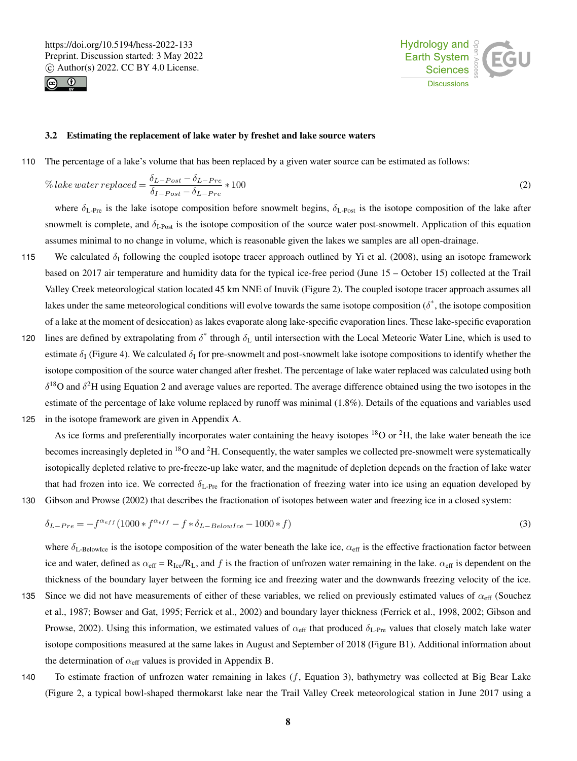### 3.2 Estimating the replacement of lake water by freshet and lake source waters

The percentage of a lake's volume that has been replaced by a given water source can be estimated as follows:

$$\%\,lake\ water\ replaced = \frac{\delta_{L-Post} - \delta_{L-Pre}}{\delta_{I-Post} - \delta_{L-Pre}} * 100 \tag{2}$$

where $\delta_{\text{L-Pre}}$ is the lake isotope composition before snowmelt begins, $\delta_{\text{L-Post}}$ is the isotope composition of the lake after snowmelt is complete, and $\delta_{\text{I-Post}}$ is the isotope composition of the source water post-snowmelt. Application of this equation assumes minimal to no change in volume, which is reasonable given the lakes we samples are all open-drainage.

We calculated $\delta_{\text{I}}$ following the coupled isotope tracer approach outlined by Yi et al. (2008), using an isotope framework based on 2017 air temperature and humidity data for the typical ice-free period (June 15 – October 15) collected at the Trail Valley Creek meteorological station located 45 km NNE of Inuvik (Figure 2). The coupled isotope tracer approach assumes all lakes under the same meteorological conditions will evolve towards the same isotope composition ($\delta^{*}$, the isotope composition of a lake at the moment of desiccation) as lakes evaporate along lake-specific evaporation lines. These lake-specific evaporation lines are defined by extrapolating from $\delta^{*}$ through $\delta_{\text{L}}$ until intersection with the Local Meteoric Water Line, which is used to estimate $\delta_{\text{I}}$ (Figure 4). We calculated $\delta_{\text{I}}$ for pre-snowmelt and post-snowmelt lake isotope compositions to identify whether the isotope composition of the source water changed after freshet. The percentage of lake water replaced was calculated using both $\delta^{18}$O and $\delta^{2}$H using Equation 2 and average values are reported. The average difference obtained using the two isotopes in the estimate of the percentage of lake volume replaced by runoff was minimal (1.8%). Details of the equations and variables used in the isotope framework are given in Appendix A.

As ice forms and preferentially incorporates water containing the heavy isotopes $^{18}$O or $^{2}$H, the lake water beneath the ice becomes increasingly depleted in $^{18}$O and $^{2}$H. Consequently, the water samples we collected pre-snowmelt were systematically isotopically depleted relative to pre-freeze-up lake water, and the magnitude of depletion depends on the fraction of lake water that had frozen into ice. We corrected $\delta_{\text{L-Pre}}$ for the fractionation of freezing water into ice using an equation developed by Gibson and Prowse (2002) that describes the fractionation of isotopes between water and freezing ice in a closed system:

$$\delta_{L-Pre} = -f^{\alpha_{eff}}(1000 * f^{\alpha_{eff}} - f * \delta_{L-BelowIce} - 1000 * f) \tag{3}$$

where $\delta_{\text{L-BelowIce}}$ is the isotope composition of the water beneath the lake ice, $\alpha_{\text{eff}}$ is the effective fractionation factor between ice and water, defined as $\alpha_{\text{eff}} = R_{\text{Ice}}/R_{\text{L}}$, and $f$ is the fraction of unfrozen water remaining in the lake. $\alpha_{\text{eff}}$ is dependent on the thickness of the boundary layer between the forming ice and freezing water and the downwards freezing velocity of the ice. Since we did not have measurements of either of these variables, we relied on previously estimated values of $\alpha_{\text{eff}}$ (Souchez et al., 1987; Bowser and Gat, 1995; Ferrick et al., 2002) and boundary layer thickness (Ferrick et al., 1998, 2002; Gibson and Prowse, 2002). Using this information, we estimated values of $\alpha_{\text{eff}}$ that produced $\delta_{\text{L-Pre}}$ values that closely match lake water isotope compositions measured at the same lakes in August and September of 2018 (Figure B1). Additional information about the determination of $\alpha_{\text{eff}}$ values is provided in Appendix B.

To estimate fraction of unfrozen water remaining in lakes ($f$, Equation 3), bathymetry was collected at Big Bear Lake (Figure 2, a typical bowl-shaped thermokarst lake near the Trail Valley Creek meteorological station in June 2017 using a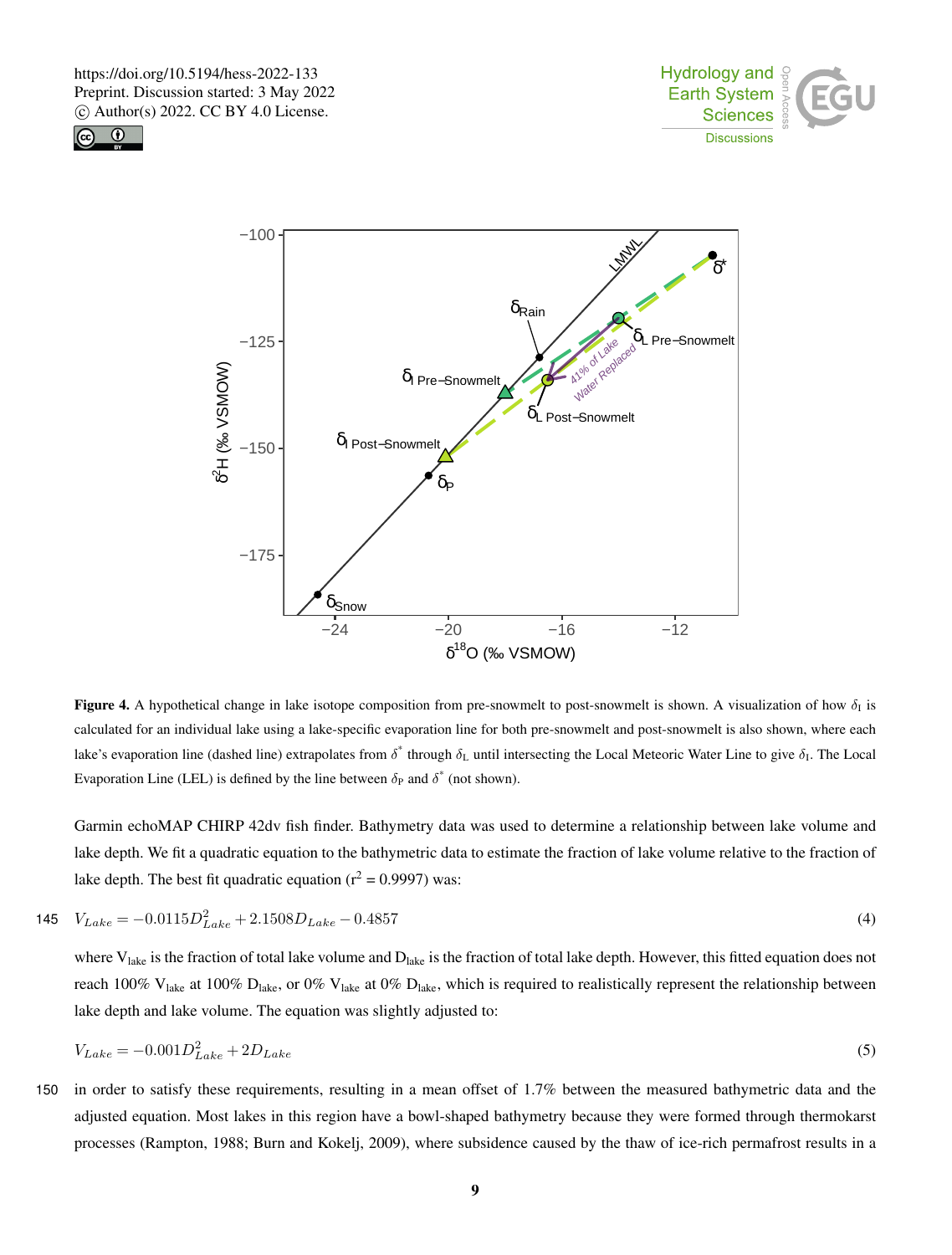**Figure 4.** A hypothetical change in lake isotope composition from pre-snowmelt to post-snowmelt is shown. A visualization of how $\delta_I$ is calculated for an individual lake using a lake-specific evaporation line for both pre-snowmelt and post-snowmelt is also shown, where each lake's evaporation line (dashed line) extrapolates from $\delta^*$ through $\delta_L$ until intersecting the Local Meteoric Water Line to give $\delta_I$. The Local Evaporation Line (LEL) is defined by the line between $\delta_P$ and $\delta^*$ (not shown).

Garmin echoMAP CHIRP 42dv fish finder. Bathymetry data was used to determine a relationship between lake volume and lake depth. We fit a quadratic equation to the bathymetric data to estimate the fraction of lake volume relative to the fraction of lake depth. The best fit quadratic equation ($r^2$ = 0.9997) was:

$$V_{Lake} = -0.0115 D_{Lake}^2 + 2.1508 D_{Lake} - 0.4857 \quad (4)$$

where $V_{lake}$ is the fraction of total lake volume and $D_{lake}$ is the fraction of total lake depth. However, this fitted equation does not reach 100% $V_{lake}$ at 100% $D_{lake}$, or 0% $V_{lake}$ at 0% $D_{lake}$, which is required to realistically represent the relationship between lake depth and lake volume. The equation was slightly adjusted to:

$$V_{Lake} = -0.001 D_{Lake}^2 + 2 D_{Lake} \quad (5)$$

in order to satisfy these requirements, resulting in a mean offset of 1.7% between the measured bathymetric data and the adjusted equation. Most lakes in this region have a bowl-shaped bathymetry because they were formed through thermokarst processes (Rampton, 1988; Burn and Kokelj, 2009), where subsidence caused by the thaw of ice-rich permafrost results in a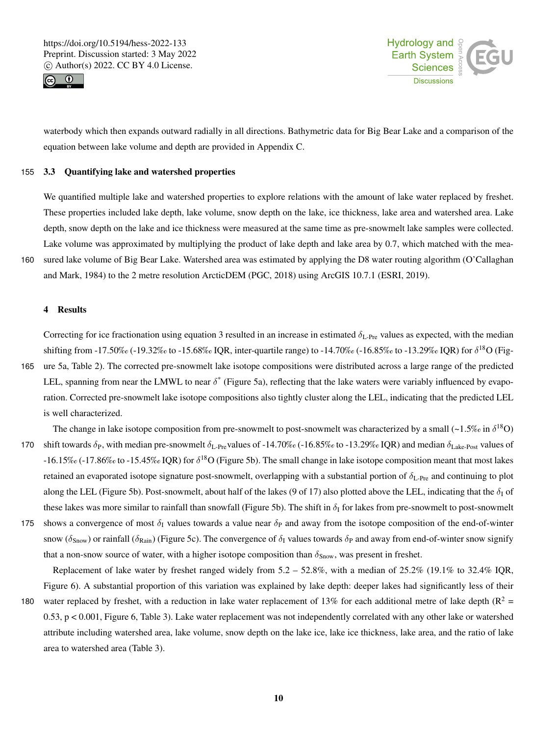waterbody which then expands outward radially in all directions. Bathymetric data for Big Bear Lake and a comparison of the equation between lake volume and depth are provided in Appendix C.

### 3.3 Quantifying lake and watershed properties

We quantified multiple lake and watershed properties to explore relations with the amount of lake water replaced by freshet. These properties included lake depth, lake volume, snow depth on the lake, ice thickness, lake area and watershed area. Lake depth, snow depth on the lake and ice thickness were measured at the same time as pre-snowmelt lake samples were collected. Lake volume was approximated by multiplying the product of lake depth and lake area by 0.7, which matched with the measured lake volume of Big Bear Lake. Watershed area was estimated by applying the D8 water routing algorithm (O'Callaghan and Mark, 1984) to the 2 metre resolution ArcticDEM (PGC, 2018) using ArcGIS 10.7.1 (ESRI, 2019).

## 4 Results

Correcting for ice fractionation using equation 3 resulted in an increase in estimated $\delta_{\text{L-Pre}}$ values as expected, with the median shifting from -17.50‰ (-19.32‰ to -15.68‰ IQR, inter-quartile range) to -14.70‰ (-16.85‰ to -13.29‰ IQR) for $\delta^{18}$O (Figure 5a, Table 2). The corrected pre-snowmelt lake isotope compositions were distributed across a large range of the predicted LEL, spanning from near the LMWL to near $\delta^{*}$ (Figure 5a), reflecting that the lake waters were variably influenced by evaporation. Corrected pre-snowmelt lake isotope compositions also tightly cluster along the LEL, indicating that the predicted LEL is well characterized.

The change in lake isotope composition from pre-snowmelt to post-snowmelt was characterized by a small (~1.5‰ in $\delta^{18}$O) shift towards $\delta_{\text{P}}$, with median pre-snowmelt $\delta_{\text{L-Pre}}$ values of -14.70‰ (-16.85‰ to -13.29‰ IQR) and median $\delta_{\text{Lake-Post}}$ values of -16.15‰ (-17.86‰ to -15.45‰ IQR) for $\delta^{18}$O (Figure 5b). The small change in lake isotope composition meant that most lakes retained an evaporated isotope signature post-snowmelt, overlapping with a substantial portion of $\delta_{\text{L-Pre}}$ and continuing to plot along the LEL (Figure 5b). Post-snowmelt, about half of the lakes (9 of 17) also plotted above the LEL, indicating that the $\delta_{\text{I}}$ of these lakes was more similar to rainfall than snowfall (Figure 5b). The shift in $\delta_{\text{I}}$ for lakes from pre-snowmelt to post-snowmelt shows a convergence of most $\delta_{\text{I}}$ values towards a value near $\delta_{\text{P}}$ and away from the isotope composition of the end-of-winter snow ($\delta_{\text{Snow}}$) or rainfall ($\delta_{\text{Rain}}$) (Figure 5c). The convergence of $\delta_{\text{I}}$ values towards $\delta_{\text{P}}$ and away from end-of-winter snow signify that a non-snow source of water, with a higher isotope composition than $\delta_{\text{Snow}}$, was present in freshet.

Replacement of lake water by freshet ranged widely from 5.2 – 52.8%, with a median of 25.2% (19.1% to 32.4% IQR, Figure 6). A substantial proportion of this variation was explained by lake depth: deeper lakes had significantly less of their water replaced by freshet, with a reduction in lake water replacement of 13% for each additional metre of lake depth ($R^2$ = 0.53, $p < 0.001$, Figure 6, Table 3). Lake water replacement was not independently correlated with any other lake or watershed attribute including watershed area, lake volume, snow depth on the lake ice, lake ice thickness, lake area, and the ratio of lake area to watershed area (Table 3).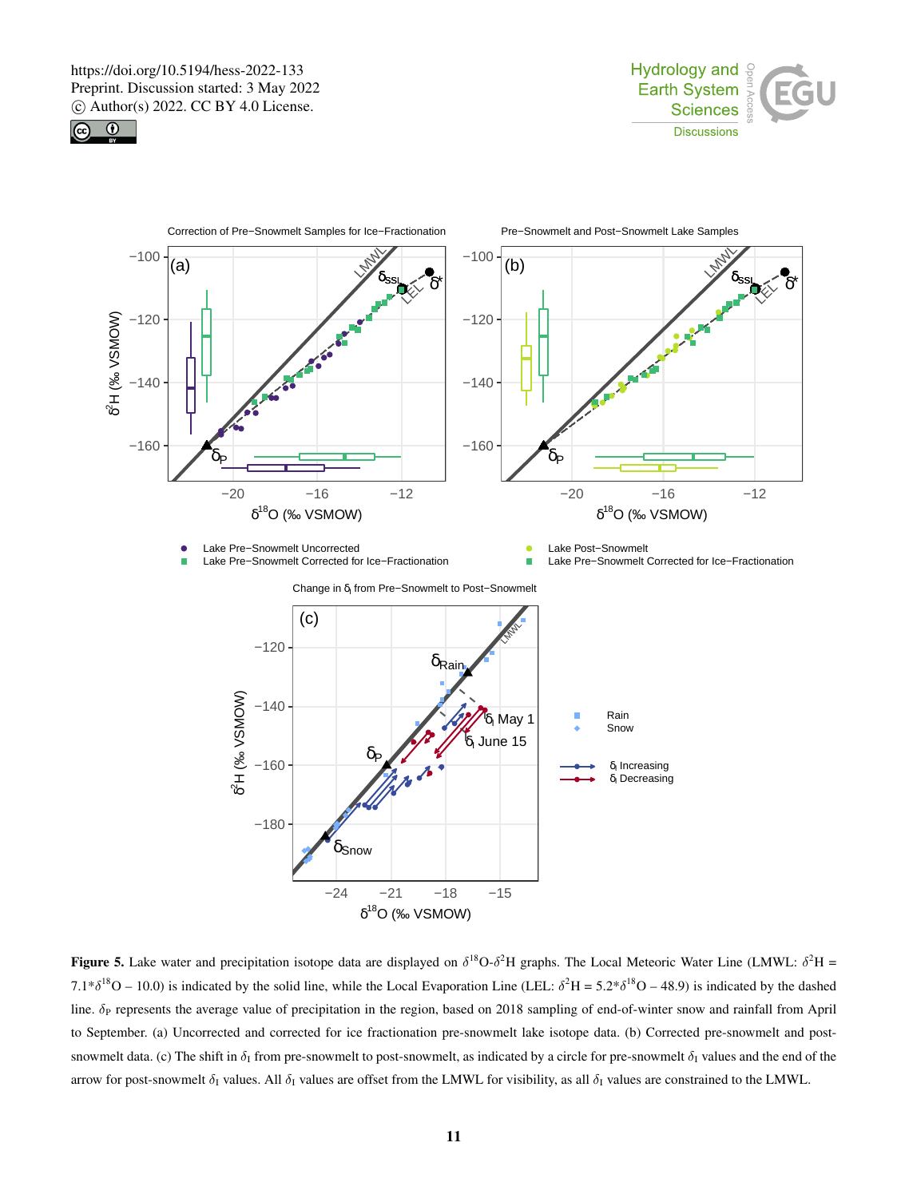**Figure 5.** Lake water and precipitation isotope data are displayed on $\delta^{18}$O-$\delta^{2}$H graphs. The Local Meteoric Water Line (LMWL: $\delta^{2}H = 7.1*\delta^{18}O - 10.0$) is indicated by the solid line, while the Local Evaporation Line (LEL: $\delta^{2}H = 5.2*\delta^{18}O - 48.9$) is indicated by the dashed line. $\delta_P$ represents the average value of precipitation in the region, based on 2018 sampling of end-of-winter snow and rainfall from April to September. (a) Uncorrected and corrected for ice fractionation pre-snowmelt lake isotope data. (b) Corrected pre-snowmelt and post-snowmelt data. (c) The shift in $\delta_I$ from pre-snowmelt to post-snowmelt, as indicated by a circle for pre-snowmelt $\delta_I$ values and the end of the arrow for post-snowmelt $\delta_I$ values. All $\delta_I$ values are offset from the LMWL for visibility, as all $\delta_I$ values are constrained to the LMWL.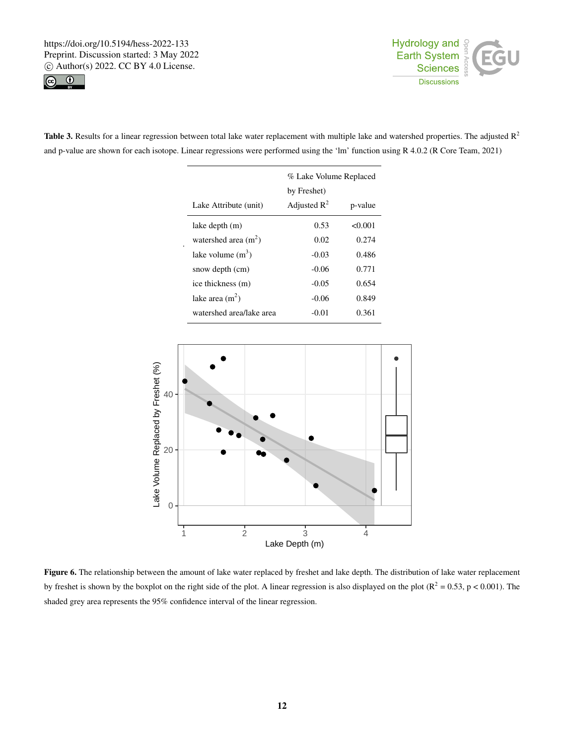**Table 3.** Results for a linear regression between total lake water replacement with multiple lake and watershed properties. The adjusted $R^2$ and p-value are shown for each isotope. Linear regressions were performed using the 'lm' function using R 4.0.2 (R Core Team, 2021)

| Lake Attribute (unit) | % Lake Volume Replaced by Freshet) Adjusted $R^2$ | p-value |
|---|---|---|
| lake depth (m) | 0.53 | <0.001 |
| watershed area ($m^2$) | 0.02 | 0.274 |
| lake volume ($m^3$) | -0.03 | 0.486 |
| snow depth (cm) | -0.06 | 0.771 |
| ice thickness (m) | -0.05 | 0.654 |
| lake area ($m^2$) | -0.06 | 0.849 |
| watershed area/lake area | -0.01 | 0.361 |

**Figure 6.** The relationship between the amount of lake water replaced by freshet and lake depth. The distribution of lake water replacement by freshet is shown by the boxplot on the right side of the plot. A linear regression is also displayed on the plot ($R^2 = 0.53$, $p < 0.001$). The shaded grey area represents the 95% confidence interval of the linear regression.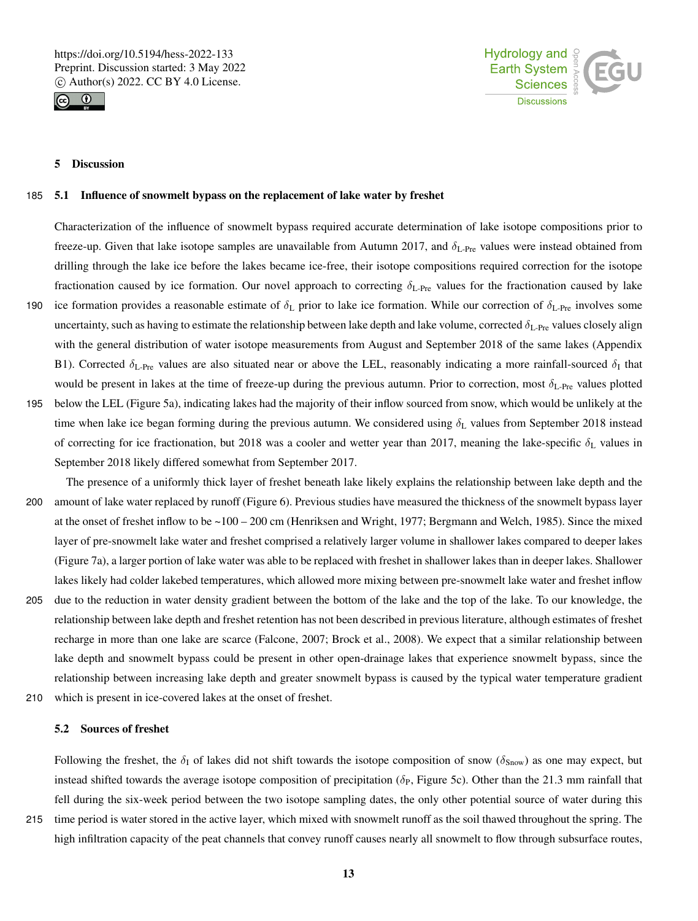## 5 Discussion

### 5.1 Influence of snowmelt bypass on the replacement of lake water by freshet

Characterization of the influence of snowmelt bypass required accurate determination of lake isotope compositions prior to freeze-up. Given that lake isotope samples are unavailable from Autumn 2017, and $\delta_{\text{L-Pre}}$ values were instead obtained from drilling through the lake ice before the lakes became ice-free, their isotope compositions required correction for the isotope fractionation caused by ice formation. Our novel approach to correcting $\delta_{\text{L-Pre}}$ values for the fractionation caused by lake ice formation provides a reasonable estimate of $\delta_{\text{L}}$ prior to lake ice formation. While our correction of $\delta_{\text{L-Pre}}$ involves some uncertainty, such as having to estimate the relationship between lake depth and lake volume, corrected $\delta_{\text{L-Pre}}$ values closely align with the general distribution of water isotope measurements from August and September 2018 of the same lakes (Appendix B1). Corrected $\delta_{\text{L-Pre}}$ values are also situated near or above the LEL, reasonably indicating a more rainfall-sourced $\delta_{\text{I}}$ that would be present in lakes at the time of freeze-up during the previous autumn. Prior to correction, most $\delta_{\text{L-Pre}}$ values plotted below the LEL (Figure 5a), indicating lakes had the majority of their inflow sourced from snow, which would be unlikely at the time when lake ice began forming during the previous autumn. We considered using $\delta_{\text{L}}$ values from September 2018 instead of correcting for ice fractionation, but 2018 was a cooler and wetter year than 2017, meaning the lake-specific $\delta_{\text{L}}$ values in September 2018 likely differed somewhat from September 2017.

The presence of a uniformly thick layer of freshet beneath lake likely explains the relationship between lake depth and the amount of lake water replaced by runoff (Figure 6). Previous studies have measured the thickness of the snowmelt bypass layer at the onset of freshet inflow to be ~100 – 200 cm (Henriksen and Wright, 1977; Bergmann and Welch, 1985). Since the mixed layer of pre-snowmelt lake water and freshet comprised a relatively larger volume in shallower lakes compared to deeper lakes (Figure 7a), a larger portion of lake water was able to be replaced with freshet in shallower lakes than in deeper lakes. Shallower lakes likely had colder lakebed temperatures, which allowed more mixing between pre-snowmelt lake water and freshet inflow due to the reduction in water density gradient between the bottom of the lake and the top of the lake. To our knowledge, the relationship between lake depth and freshet retention has not been described in previous literature, although estimates of freshet recharge in more than one lake are scarce (Falcone, 2007; Brock et al., 2008). We expect that a similar relationship between lake depth and snowmelt bypass could be present in other open-drainage lakes that experience snowmelt bypass, since the relationship between increasing lake depth and greater snowmelt bypass is caused by the typical water temperature gradient which is present in ice-covered lakes at the onset of freshet.

### 5.2 Sources of freshet

Following the freshet, the $\delta_{\text{I}}$ of lakes did not shift towards the isotope composition of snow ($\delta_{\text{Snow}}$) as one may expect, but instead shifted towards the average isotope composition of precipitation ($\delta_{\text{P}}$, Figure 5c). Other than the 21.3 mm rainfall that fell during the six-week period between the two isotope sampling dates, the only other potential source of water during this time period is water stored in the active layer, which mixed with snowmelt runoff as the soil thawed throughout the spring. The high infiltration capacity of the peat channels that convey runoff causes nearly all snowmelt to flow through subsurface routes,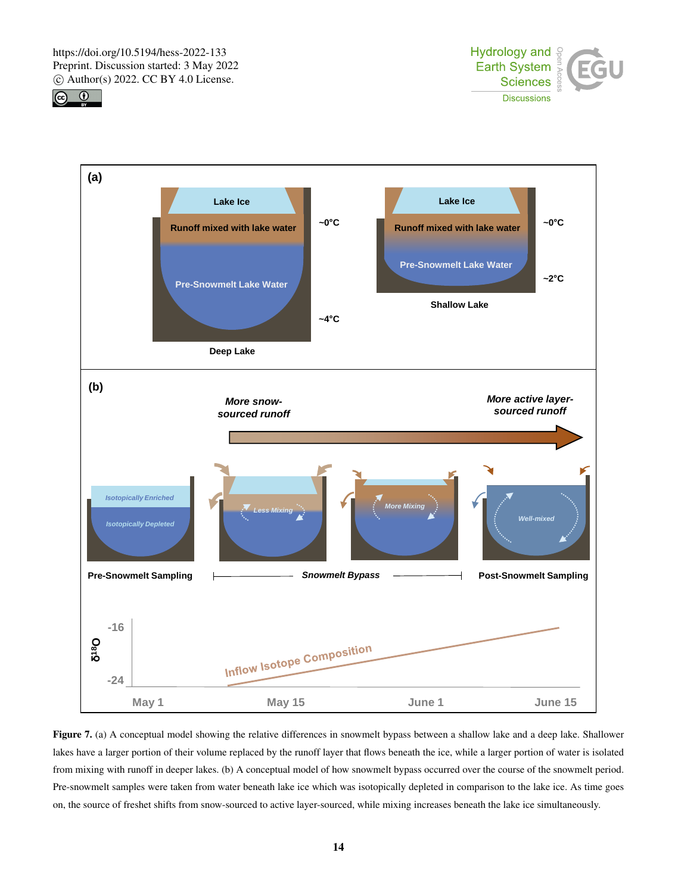**Figure 7.** (a) A conceptual model showing the relative differences in snowmelt bypass between a shallow lake and a deep lake. Shallower lakes have a larger portion of their volume replaced by the runoff layer that flows beneath the ice, while a larger portion of water is isolated from mixing with runoff in deeper lakes. (b) A conceptual model of how snowmelt bypass occurred over the course of the snowmelt period. Pre-snowmelt samples were taken from water beneath lake ice which was isotopically depleted in comparison to the lake ice. As time goes on, the source of freshet shifts from snow-sourced to active layer-sourced, while mixing increases beneath the lake ice simultaneously.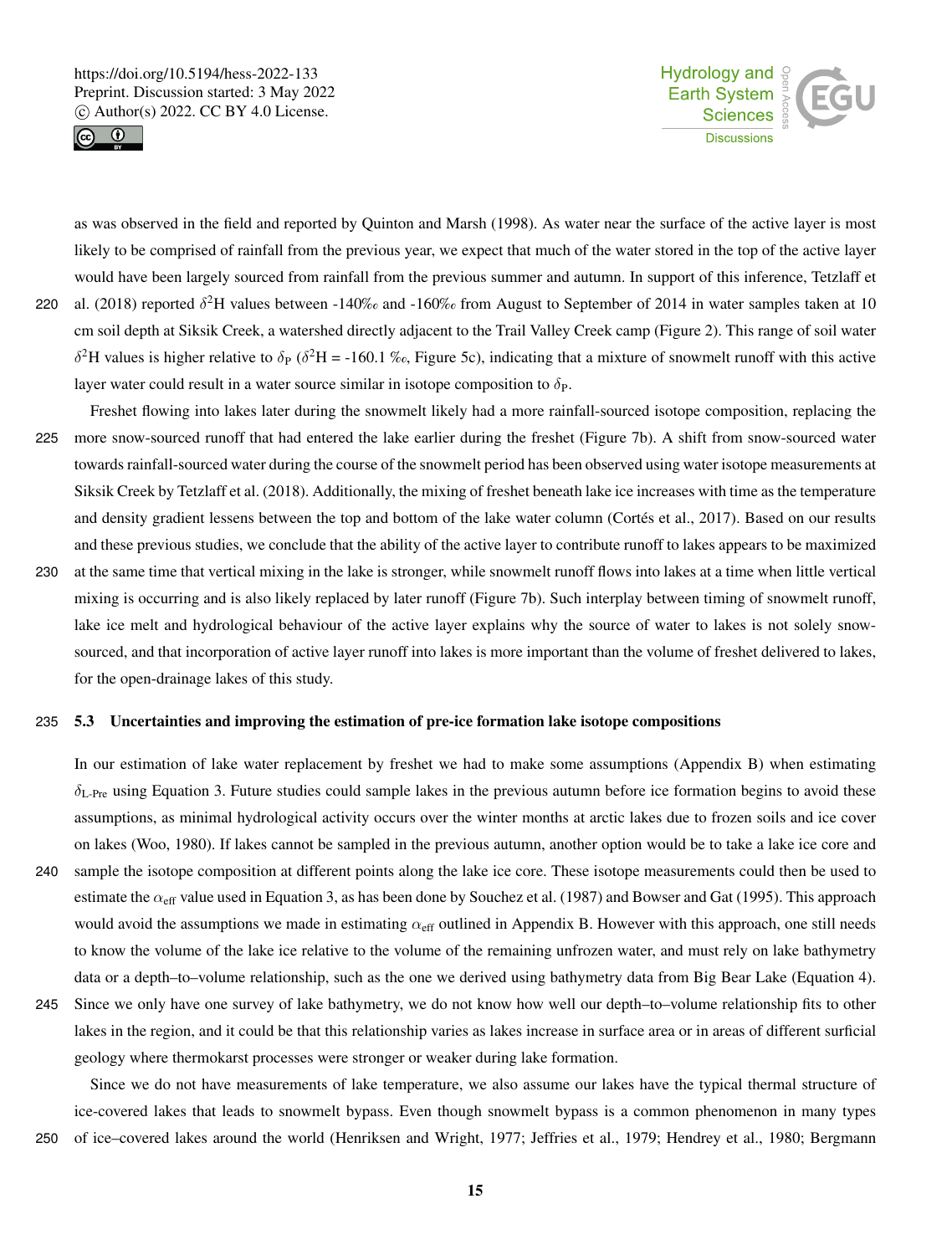as was observed in the field and reported by Quinton and Marsh (1998). As water near the surface of the active layer is most likely to be comprised of rainfall from the previous year, we expect that much of the water stored in the top of the active layer would have been largely sourced from rainfall from the previous summer and autumn. In support of this inference, Tetzlaff et al. (2018) reported $\delta^2$H values between -140‰ and -160‰ from August to September of 2014 in water samples taken at 10 cm soil depth at Siksik Creek, a watershed directly adjacent to the Trail Valley Creek camp (Figure 2). This range of soil water $\delta^2$H values is higher relative to $\delta_P$ ($\delta^2$H = -160.1 ‰, Figure 5c), indicating that a mixture of snowmelt runoff with this active layer water could result in a water source similar in isotope composition to $\delta_P$.

Freshet flowing into lakes later during the snowmelt likely had a more rainfall-sourced isotope composition, replacing the more snow-sourced runoff that had entered the lake earlier during the freshet (Figure 7b). A shift from snow-sourced water towards rainfall-sourced water during the course of the snowmelt period has been observed using water isotope measurements at Siksik Creek by Tetzlaff et al. (2018). Additionally, the mixing of freshet beneath lake ice increases with time as the temperature and density gradient lessens between the top and bottom of the lake water column (Cortés et al., 2017). Based on our results and these previous studies, we conclude that the ability of the active layer to contribute runoff to lakes appears to be maximized at the same time that vertical mixing in the lake is stronger, while snowmelt runoff flows into lakes at a time when little vertical mixing is occurring and is also likely replaced by later runoff (Figure 7b). Such interplay between timing of snowmelt runoff, lake ice melt and hydrological behaviour of the active layer explains why the source of water to lakes is not solely snow-sourced, and that incorporation of active layer runoff into lakes is more important than the volume of freshet delivered to lakes, for the open-drainage lakes of this study.

### 5.3 Uncertainties and improving the estimation of pre-ice formation lake isotope compositions

In our estimation of lake water replacement by freshet we had to make some assumptions (Appendix B) when estimating $\delta_{L\text{-}Pre}$ using Equation 3. Future studies could sample lakes in the previous autumn before ice formation begins to avoid these assumptions, as minimal hydrological activity occurs over the winter months at arctic lakes due to frozen soils and ice cover on lakes (Woo, 1980). If lakes cannot be sampled in the previous autumn, another option would be to take a lake ice core and sample the isotope composition at different points along the lake ice core. These isotope measurements could then be used to estimate the $\alpha_{eff}$ value used in Equation 3, as has been done by Souchez et al. (1987) and Bowser and Gat (1995). This approach would avoid the assumptions we made in estimating $\alpha_{eff}$ outlined in Appendix B. However with this approach, one still needs to know the volume of the lake ice relative to the volume of the remaining unfrozen water, and must rely on lake bathymetry data or a depth–to–volume relationship, such as the one we derived using bathymetry data from Big Bear Lake (Equation 4). Since we only have one survey of lake bathymetry, we do not know how well our depth–to–volume relationship fits to other lakes in the region, and it could be that this relationship varies as lakes increase in surface area or in areas of different surficial geology where thermokarst processes were stronger or weaker during lake formation.

Since we do not have measurements of lake temperature, we also assume our lakes have the typical thermal structure of ice-covered lakes that leads to snowmelt bypass. Even though snowmelt bypass is a common phenomenon in many types of ice–covered lakes around the world (Henriksen and Wright, 1977; Jeffries et al., 1979; Hendrey et al., 1980; Bergmann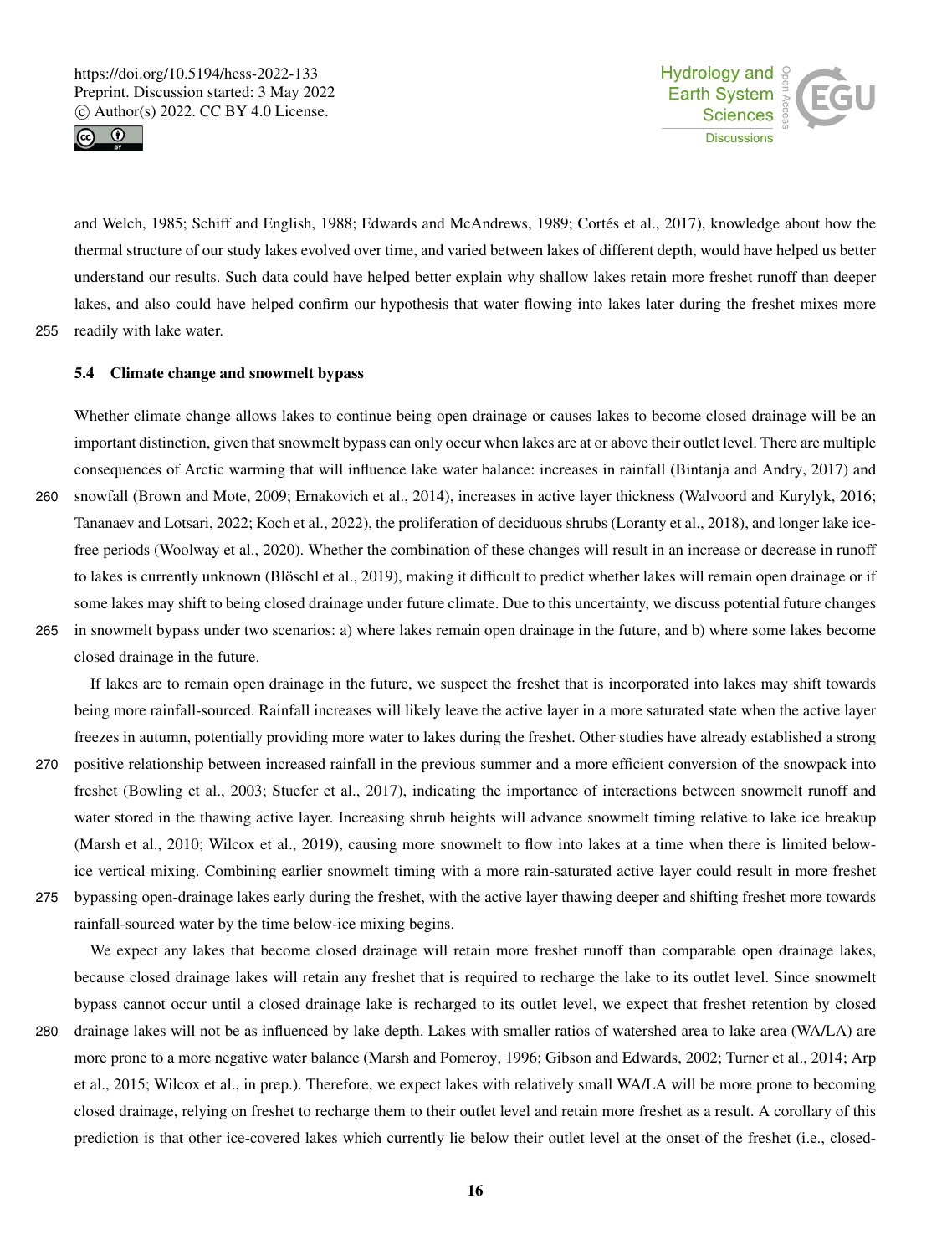and Welch, 1985; Schiff and English, 1988; Edwards and McAndrews, 1989; Cortés et al., 2017), knowledge about how the thermal structure of our study lakes evolved over time, and varied between lakes of different depth, would have helped us better understand our results. Such data could have helped better explain why shallow lakes retain more freshet runoff than deeper lakes, and also could have helped confirm our hypothesis that water flowing into lakes later during the freshet mixes more readily with lake water.

### 5.4 Climate change and snowmelt bypass

Whether climate change allows lakes to continue being open drainage or causes lakes to become closed drainage will be an important distinction, given that snowmelt bypass can only occur when lakes are at or above their outlet level. There are multiple consequences of Arctic warming that will influence lake water balance: increases in rainfall (Bintanja and Andry, 2017) and snowfall (Brown and Mote, 2009; Ernakovich et al., 2014), increases in active layer thickness (Walvoord and Kurylyk, 2016; Tananaev and Lotsari, 2022; Koch et al., 2022), the proliferation of deciduous shrubs (Loranty et al., 2018), and longer lake ice-free periods (Woolway et al., 2020). Whether the combination of these changes will result in an increase or decrease in runoff to lakes is currently unknown (Blöschl et al., 2019), making it difficult to predict whether lakes will remain open drainage or if some lakes may shift to being closed drainage under future climate. Due to this uncertainty, we discuss potential future changes in snowmelt bypass under two scenarios: a) where lakes remain open drainage in the future, and b) where some lakes become closed drainage in the future.

If lakes are to remain open drainage in the future, we suspect the freshet that is incorporated into lakes may shift towards being more rainfall-sourced. Rainfall increases will likely leave the active layer in a more saturated state when the active layer freezes in autumn, potentially providing more water to lakes during the freshet. Other studies have already established a strong positive relationship between increased rainfall in the previous summer and a more efficient conversion of the snowpack into freshet (Bowling et al., 2003; Stuefer et al., 2017), indicating the importance of interactions between snowmelt runoff and water stored in the thawing active layer. Increasing shrub heights will advance snowmelt timing relative to lake ice breakup (Marsh et al., 2010; Wilcox et al., 2019), causing more snowmelt to flow into lakes at a time when there is limited below-ice vertical mixing. Combining earlier snowmelt timing with a more rain-saturated active layer could result in more freshet bypassing open-drainage lakes early during the freshet, with the active layer thawing deeper and shifting freshet more towards rainfall-sourced water by the time below-ice mixing begins.

We expect any lakes that become closed drainage will retain more freshet runoff than comparable open drainage lakes, because closed drainage lakes will retain any freshet that is required to recharge the lake to its outlet level. Since snowmelt bypass cannot occur until a closed drainage lake is recharged to its outlet level, we expect that freshet retention by closed drainage lakes will not be as influenced by lake depth. Lakes with smaller ratios of watershed area to lake area (WA/LA) are more prone to a more negative water balance (Marsh and Pomeroy, 1996; Gibson and Edwards, 2002; Turner et al., 2014; Arp et al., 2015; Wilcox et al., in prep.). Therefore, we expect lakes with relatively small WA/LA will be more prone to becoming closed drainage, relying on freshet to recharge them to their outlet level and retain more freshet as a result. A corollary of this prediction is that other ice-covered lakes which currently lie below their outlet level at the onset of the freshet (i.e., closed-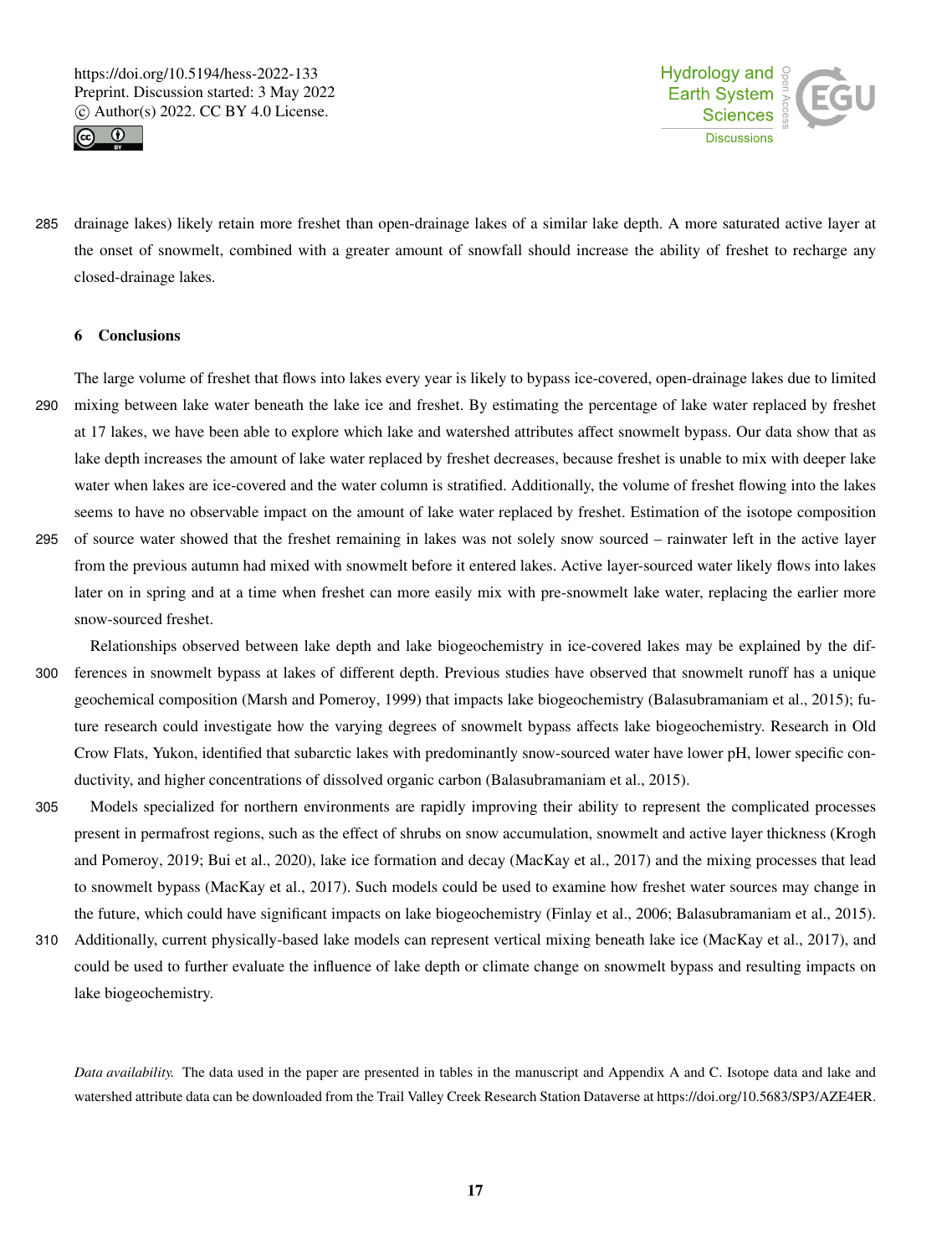drainage lakes) likely retain more freshet than open-drainage lakes of a similar lake depth. A more saturated active layer at the onset of snowmelt, combined with a greater amount of snowfall should increase the ability of freshet to recharge any closed-drainage lakes.

## 6 Conclusions

The large volume of freshet that flows into lakes every year is likely to bypass ice-covered, open-drainage lakes due to limited mixing between lake water beneath the lake ice and freshet. By estimating the percentage of lake water replaced by freshet at 17 lakes, we have been able to explore which lake and watershed attributes affect snowmelt bypass. Our data show that as lake depth increases the amount of lake water replaced by freshet decreases, because freshet is unable to mix with deeper lake water when lakes are ice-covered and the water column is stratified. Additionally, the volume of freshet flowing into the lakes seems to have no observable impact on the amount of lake water replaced by freshet. Estimation of the isotope composition of source water showed that the freshet remaining in lakes was not solely snow sourced – rainwater left in the active layer from the previous autumn had mixed with snowmelt before it entered lakes. Active layer-sourced water likely flows into lakes later on in spring and at a time when freshet can more easily mix with pre-snowmelt lake water, replacing the earlier more snow-sourced freshet.

Relationships observed between lake depth and lake biogeochemistry in ice-covered lakes may be explained by the differences in snowmelt bypass at lakes of different depth. Previous studies have observed that snowmelt runoff has a unique geochemical composition (Marsh and Pomeroy, 1999) that impacts lake biogeochemistry (Balasubramaniam et al., 2015); future research could investigate how the varying degrees of snowmelt bypass affects lake biogeochemistry. Research in Old Crow Flats, Yukon, identified that subarctic lakes with predominantly snow-sourced water have lower pH, lower specific conductivity, and higher concentrations of dissolved organic carbon (Balasubramaniam et al., 2015).

Models specialized for northern environments are rapidly improving their ability to represent the complicated processes present in permafrost regions, such as the effect of shrubs on snow accumulation, snowmelt and active layer thickness (Krogh and Pomeroy, 2019; Bui et al., 2020), lake ice formation and decay (MacKay et al., 2017) and the mixing processes that lead to snowmelt bypass (MacKay et al., 2017). Such models could be used to examine how freshet water sources may change in the future, which could have significant impacts on lake biogeochemistry (Finlay et al., 2006; Balasubramaniam et al., 2015). Additionally, current physically-based lake models can represent vertical mixing beneath lake ice (MacKay et al., 2017), and could be used to further evaluate the influence of lake depth or climate change on snowmelt bypass and resulting impacts on lake biogeochemistry.

*Data availability.* The data used in the paper are presented in tables in the manuscript and Appendix A and C. Isotope data and lake and watershed attribute data can be downloaded from the Trail Valley Creek Research Station Dataverse at https://doi.org/10.5683/SP3/AZE4ER.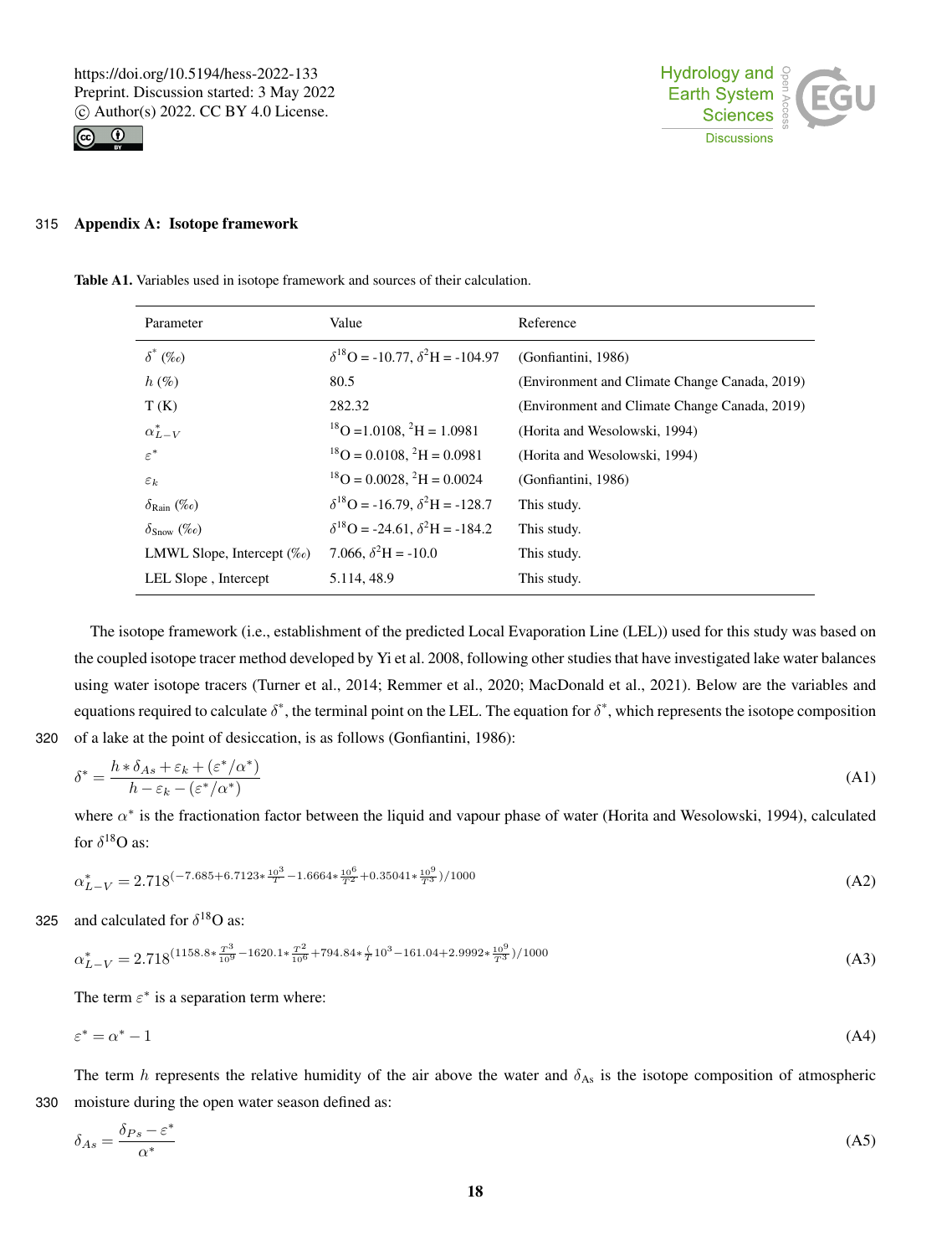## Appendix A: Isotope framework

**Table A1.** Variables used in isotope framework and sources of their calculation.

| Parameter | Value | Reference |
|---|---|---|
| $\delta^*$ (‰) | $\delta^{18}$O = -10.77, $\delta^{2}$H = -104.97 | (Gonfiantini, 1986) |
| $h$ (%) | 80.5 | (Environment and Climate Change Canada, 2019) |
| T (K) | 282.32 | (Environment and Climate Change Canada, 2019) |
| $\alpha^*_{L-V}$ | $^{18}$O =1.0108, $^{2}$H = 1.0981 | (Horita and Wesolowski, 1994) |
| $\varepsilon^*$ | $^{18}$O = 0.0108, $^{2}$H = 0.0981 | (Horita and Wesolowski, 1994) |
| $\varepsilon_k$ | $^{18}$O = 0.0028, $^{2}$H = 0.0024 | (Gonfiantini, 1986) |
| $\delta_{\text{Rain}}$ (‰) | $\delta^{18}$O = -16.79, $\delta^{2}$H = -128.7 | This study. |
| $\delta_{\text{Snow}}$ (‰) | $\delta^{18}$O = -24.61, $\delta^{2}$H = -184.2 | This study. |
| LMWL Slope, Intercept (‰) | 7.066, $\delta^{2}$H = -10.0 | This study. |
| LEL Slope , Intercept | 5.114, 48.9 | This study. |

The isotope framework (i.e., establishment of the predicted Local Evaporation Line (LEL)) used for this study was based on the coupled isotope tracer method developed by Yi et al. 2008, following other studies that have investigated lake water balances using water isotope tracers (Turner et al., 2014; Remmer et al., 2020; MacDonald et al., 2021). Below are the variables and equations required to calculate $\delta^*$, the terminal point on the LEL. The equation for $\delta^*$, which represents the isotope composition of a lake at the point of desiccation, is as follows (Gonfiantini, 1986):

$$\delta^* = \frac{h * \delta_{As} + \varepsilon_k + (\varepsilon^*/\alpha^*)}{h - \varepsilon_k - (\varepsilon^*/\alpha^*)} \tag{A1}$$

where $\alpha^*$ is the fractionation factor between the liquid and vapour phase of water (Horita and Wesolowski, 1994), calculated for $\delta^{18}$O as:

$$\alpha^*_{L-V} = 2.718^{(-7.685+6.7123*\frac{10^3}{T}-1.6664*\frac{10^6}{T^2}+0.35041*\frac{10^9}{T^3})/1000} \tag{A2}$$

and calculated for $\delta^{18}$O as:

$$\alpha^*_{L-V} = 2.718^{(1158.8*\frac{T^3}{10^9}-1620.1*\frac{T^2}{10^6}+794.84*\frac{(}{T}10^3-161.04+2.9992*\frac{10^9}{T^3})/1000} \tag{A3}$$

The term $\varepsilon^*$ is a separation term where:

$$\varepsilon^* = \alpha^* - 1 \tag{A4}$$

The term $h$ represents the relative humidity of the air above the water and $\delta_{\text{As}}$ is the isotope composition of atmospheric moisture during the open water season defined as:

$$\delta_{As} = \frac{\delta_{Ps} - \varepsilon^*}{\alpha^*} \tag{A5}$$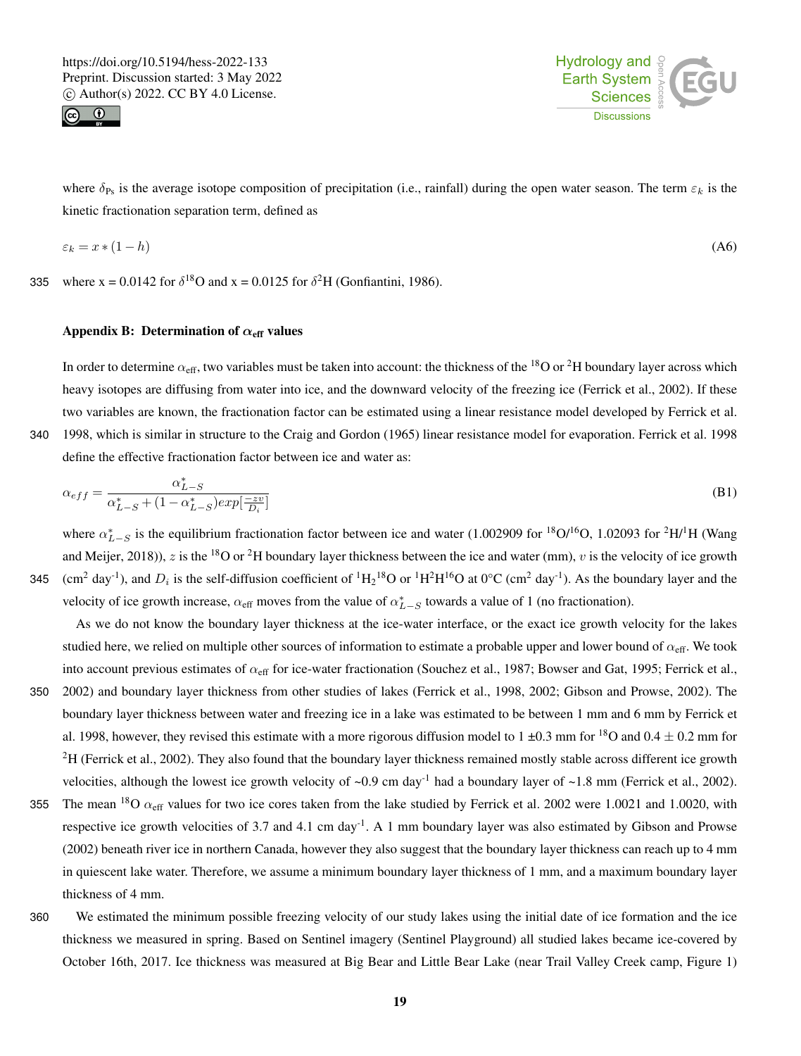where $\delta_{\text{Ps}}$ is the average isotope composition of precipitation (i.e., rainfall) during the open water season. The term $\varepsilon_k$ is the kinetic fractionation separation term, defined as

$$\varepsilon_k = x * (1-h) \tag{A6}$$

where x = 0.0142 for $\delta^{18}$O and x = 0.0125 for $\delta^{2}$H (Gonfiantini, 1986).

## Appendix B: Determination of $\alpha_{\text{eff}}$ values

In order to determine $\alpha_{\text{eff}}$, two variables must be taken into account: the thickness of the $^{18}$O or $^{2}$H boundary layer across which heavy isotopes are diffusing from water into ice, and the downward velocity of the freezing ice (Ferrick et al., 2002). If these two variables are known, the fractionation factor can be estimated using a linear resistance model developed by Ferrick et al. 1998, which is similar in structure to the Craig and Gordon (1965) linear resistance model for evaporation. Ferrick et al. 1998 define the effective fractionation factor between ice and water as:

$$\alpha_{eff} = \frac{\alpha^{*}_{L-S}}{\alpha^{*}_{L-S} + (1-\alpha^{*}_{L-S})exp[\frac{-zv}{D_i}]} \tag{B1}$$

where $\alpha^{*}_{L-S}$ is the equilibrium fractionation factor between ice and water (1.002909 for $^{18}$O/$^{16}$O, 1.02093 for $^{2}$H/$^{1}$H (Wang and Meijer, 2018)), $z$ is the $^{18}$O or $^{2}$H boundary layer thickness between the ice and water (mm), $v$ is the velocity of ice growth (cm$^{2}$ day$^{-1}$), and $D_i$ is the self-diffusion coefficient of $^{1}H_2{}^{18}O$ or $^{1}H^{2}H^{16}O$ at 0°C (cm$^{2}$ day$^{-1}$). As the boundary layer and the velocity of ice growth increase, $\alpha_{\text{eff}}$ moves from the value of $\alpha^{*}_{L-S}$ towards a value of 1 (no fractionation).

As we do not know the boundary layer thickness at the ice-water interface, or the exact ice growth velocity for the lakes studied here, we relied on multiple other sources of information to estimate a probable upper and lower bound of $\alpha_{\text{eff}}$. We took into account previous estimates of $\alpha_{\text{eff}}$ for ice-water fractionation (Souchez et al., 1987; Bowser and Gat, 1995; Ferrick et al., 2002) and boundary layer thickness from other studies of lakes (Ferrick et al., 1998, 2002; Gibson and Prowse, 2002). The boundary layer thickness between water and freezing ice in a lake was estimated to be between 1 mm and 6 mm by Ferrick et al. 1998, however, they revised this estimate with a more rigorous diffusion model to 1 ±0.3 mm for $^{18}$O and 0.4 ± 0.2 mm for $^{2}$H (Ferrick et al., 2002). They also found that the boundary layer thickness remained mostly stable across different ice growth velocities, although the lowest ice growth velocity of ~0.9 cm day$^{-1}$ had a boundary layer of ~1.8 mm (Ferrick et al., 2002). The mean $^{18}$O $\alpha_{\text{eff}}$ values for two ice cores taken from the lake studied by Ferrick et al. 2002 were 1.0021 and 1.0020, with respective ice growth velocities of 3.7 and 4.1 cm day$^{-1}$. A 1 mm boundary layer was also estimated by Gibson and Prowse (2002) beneath river ice in northern Canada, however they also suggest that the boundary layer thickness can reach up to 4 mm in quiescent lake water. Therefore, we assume a minimum boundary layer thickness of 1 mm, and a maximum boundary layer thickness of 4 mm.

We estimated the minimum possible freezing velocity of our study lakes using the initial date of ice formation and the ice thickness we measured in spring. Based on Sentinel imagery (Sentinel Playground) all studied lakes became ice-covered by October 16th, 2017. Ice thickness was measured at Big Bear and Little Bear Lake (near Trail Valley Creek camp, Figure 1)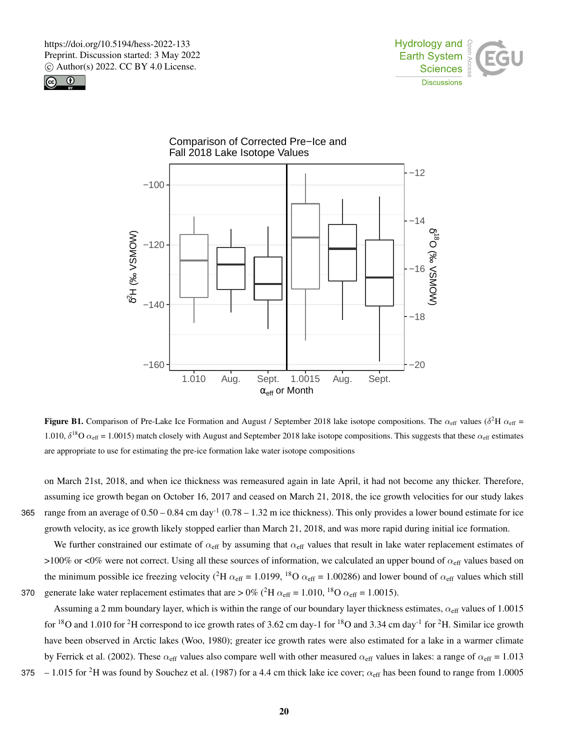**Figure B1.** Comparison of Pre-Lake Ice Formation and August / September 2018 lake isotope compositions. The $\alpha_{eff}$ values ($\delta^2$H $\alpha_{eff}$ = 1.010, $\delta^{18}$O $\alpha_{eff}$ = 1.0015) match closely with August and September 2018 lake isotope compositions. This suggests that these $\alpha_{eff}$ estimates are appropriate to use for estimating the pre-ice formation lake water isotope compositions

on March 21st, 2018, and when ice thickness was remeasured again in late April, it had not become any thicker. Therefore, assuming ice growth began on October 16, 2017 and ceased on March 21, 2018, the ice growth velocities for our study lakes range from an average of 0.50 – 0.84 cm day$^{-1}$ (0.78 – 1.32 m ice thickness). This only provides a lower bound estimate for ice growth velocity, as ice growth likely stopped earlier than March 21, 2018, and was more rapid during initial ice formation.

We further constrained our estimate of $\alpha_{eff}$ by assuming that $\alpha_{eff}$ values that result in lake water replacement estimates of >100% or <0% were not correct. Using all these sources of information, we calculated an upper bound of $\alpha_{eff}$ values based on the minimum possible ice freezing velocity ($^2$H $\alpha_{eff}$ = 1.0199, $^{18}$O $\alpha_{eff}$ = 1.00286) and lower bound of $\alpha_{eff}$ values which still generate lake water replacement estimates that are > 0% ($^2$H $\alpha_{eff}$ = 1.010, $^{18}$O $\alpha_{eff}$ = 1.0015).

Assuming a 2 mm boundary layer, which is within the range of our boundary layer thickness estimates, $\alpha_{eff}$ values of 1.0015 for $^{18}$O and 1.010 for $^2$H correspond to ice growth rates of 3.62 cm day-1 for $^{18}$O and 3.34 cm day$^{-1}$ for $^2$H. Similar ice growth have been observed in Arctic lakes (Woo, 1980); greater ice growth rates were also estimated for a lake in a warmer climate by Ferrick et al. (2002). These $\alpha_{eff}$ values also compare well with other measured $\alpha_{eff}$ values in lakes: a range of $\alpha_{eff}$ = 1.013 – 1.015 for $^2$H was found by Souchez et al. (1987) for a 4.4 cm thick lake ice cover; $\alpha_{eff}$ has been found to range from 1.0005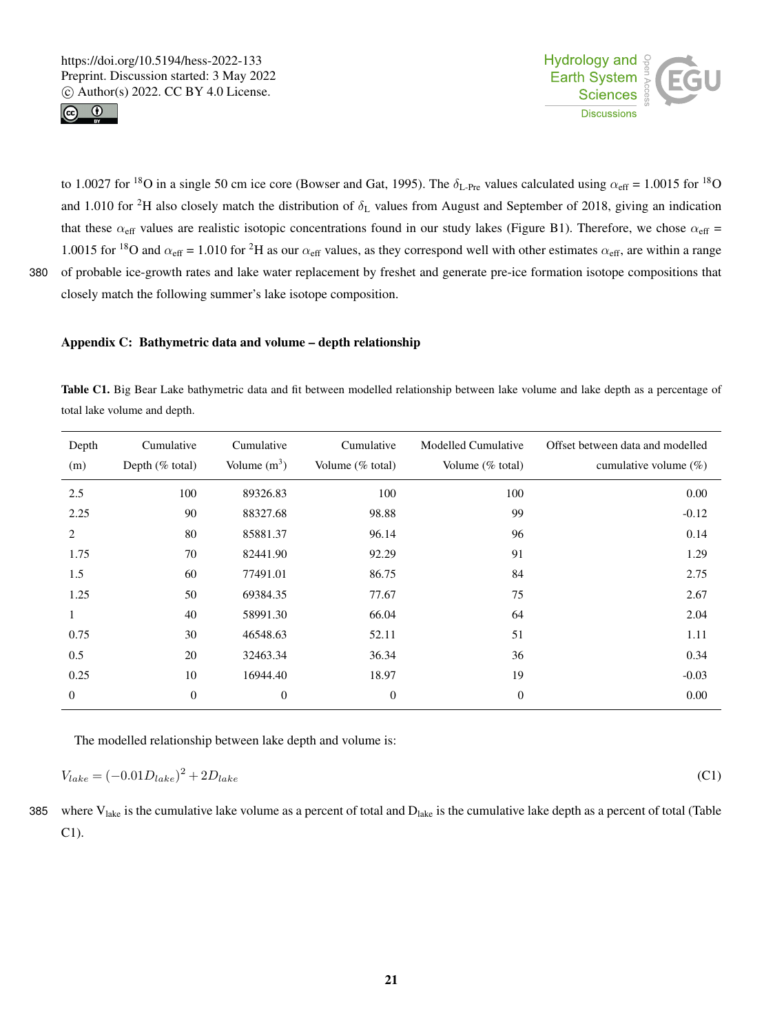to 1.0027 for $^{18}$O in a single 50 cm ice core (Bowser and Gat, 1995). The $\delta_{\text{L-Pre}}$ values calculated using $\alpha_{\text{eff}}$ = 1.0015 for $^{18}$O and 1.010 for $^{2}$H also closely match the distribution of $\delta_{\text{L}}$ values from August and September of 2018, giving an indication that these $\alpha_{\text{eff}}$ values are realistic isotopic concentrations found in our study lakes (Figure B1). Therefore, we chose $\alpha_{\text{eff}}$ = 1.0015 for $^{18}$O and $\alpha_{\text{eff}}$ = 1.010 for $^{2}$H as our $\alpha_{\text{eff}}$ values, as they correspond well with other estimates $\alpha_{\text{eff}}$, are within a range of probable ice-growth rates and lake water replacement by freshet and generate pre-ice formation isotope compositions that closely match the following summer's lake isotope composition.

## Appendix C: Bathymetric data and volume – depth relationship

**Table C1.** Big Bear Lake bathymetric data and fit between modelled relationship between lake volume and lake depth as a percentage of total lake volume and depth.

| Depth (m) | Cumulative Depth (% total) | Cumulative Volume (m$^3$) | Cumulative Volume (% total) | Modelled Cumulative Volume (% total) | Offset between data and modelled cumulative volume (%) |
|---|---|---|---|---|---|
| 2.5 | 100 | 89326.83 | 100 | 100 | 0.00 |
| 2.25 | 90 | 88327.68 | 98.88 | 99 | -0.12 |
| 2 | 80 | 85881.37 | 96.14 | 96 | 0.14 |
| 1.75 | 70 | 82441.90 | 92.29 | 91 | 1.29 |
| 1.5 | 60 | 77491.01 | 86.75 | 84 | 2.75 |
| 1.25 | 50 | 69384.35 | 77.67 | 75 | 2.67 |
| 1 | 40 | 58991.30 | 66.04 | 64 | 2.04 |
| 0.75 | 30 | 46548.63 | 52.11 | 51 | 1.11 |
| 0.5 | 20 | 32463.34 | 36.34 | 36 | 0.34 |
| 0.25 | 10 | 16944.40 | 18.97 | 19 | -0.03 |
| 0 | 0 | 0 | 0 | 0 | 0.00 |

The modelled relationship between lake depth and volume is:

$$V_{lake} = (-0.01D_{lake})^2 + 2D_{lake} \tag{C1}$$

where $V_{\text{lake}}$ is the cumulative lake volume as a percent of total and $D_{\text{lake}}$ is the cumulative lake depth as a percent of total (Table C1).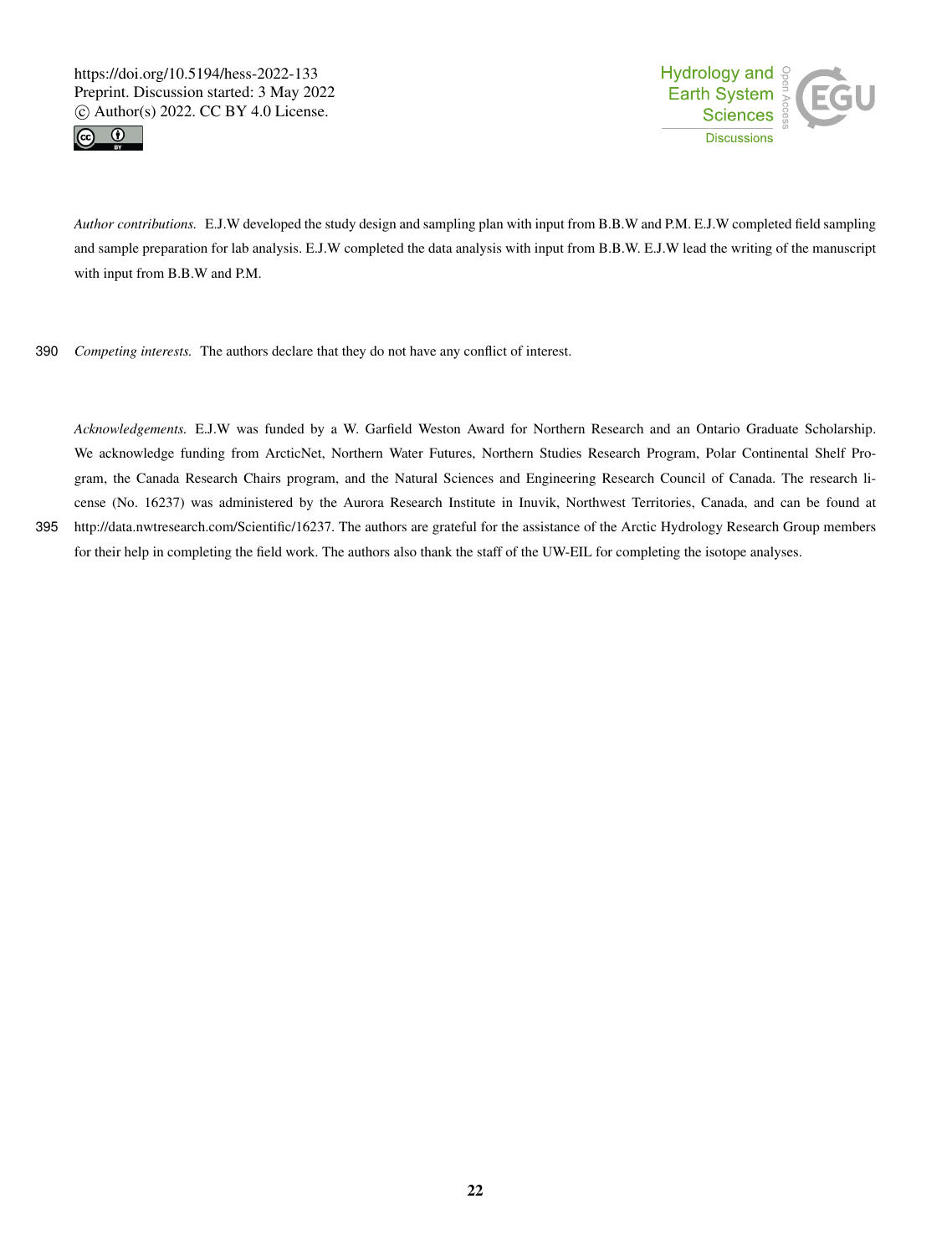*Author contributions.* E.J.W developed the study design and sampling plan with input from B.B.W and P.M. E.J.W completed field sampling and sample preparation for lab analysis. E.J.W completed the data analysis with input from B.B.W. E.J.W lead the writing of the manuscript with input from B.B.W and P.M.

*Competing interests.* The authors declare that they do not have any conflict of interest.

*Acknowledgements.* E.J.W was funded by a W. Garfield Weston Award for Northern Research and an Ontario Graduate Scholarship. We acknowledge funding from ArcticNet, Northern Water Futures, Northern Studies Research Program, Polar Continental Shelf Program, the Canada Research Chairs program, and the Natural Sciences and Engineering Research Council of Canada. The research license (No. 16237) was administered by the Aurora Research Institute in Inuvik, Northwest Territories, Canada, and can be found at http://data.nwtresearch.com/Scientific/16237. The authors are grateful for the assistance of the Arctic Hydrology Research Group members for their help in completing the field work. The authors also thank the staff of the UW-EIL for completing the isotope analyses.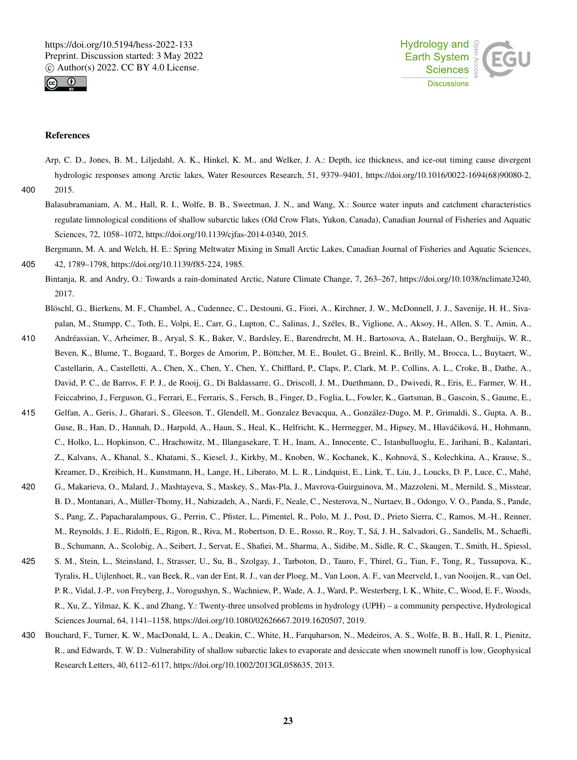## References

Arp, C. D., Jones, B. M., Liljedahl, A. K., Hinkel, K. M., and Welker, J. A.: Depth, ice thickness, and ice-out timing cause divergent hydrologic responses among Arctic lakes, Water Resources Research, 51, 9379–9401, https://doi.org/10.1016/0022-1694(68)90080-2, 2015.

Balasubramaniam, A. M., Hall, R. I., Wolfe, B. B., Sweetman, J. N., and Wang, X.: Source water inputs and catchment characteristics regulate limnological conditions of shallow subarctic lakes (Old Crow Flats, Yukon, Canada), Canadian Journal of Fisheries and Aquatic Sciences, 72, 1058–1072, https://doi.org/10.1139/cjfas-2014-0340, 2015.

Bergmann, M. A. and Welch, H. E.: Spring Meltwater Mixing in Small Arctic Lakes, Canadian Journal of Fisheries and Aquatic Sciences, 42, 1789–1798, https://doi.org/10.1139/f85-224, 1985.

Bintanja, R. and Andry, O.: Towards a rain-dominated Arctic, Nature Climate Change, 7, 263–267, https://doi.org/10.1038/nclimate3240, 2017.

Blöschl, G., Bierkens, M. F., Chambel, A., Cudennec, C., Destouni, G., Fiori, A., Kirchner, J. W., McDonnell, J. J., Savenije, H. H., Sivapalan, M., Stumpp, C., Toth, E., Volpi, E., Carr, G., Lupton, C., Salinas, J., Széles, B., Viglione, A., Aksoy, H., Allen, S. T., Amin, A., Andréassian, V., Arheimer, B., Aryal, S. K., Baker, V., Bardsley, E., Barendrecht, M. H., Bartosova, A., Batelaan, O., Berghuijs, W. R., Beven, K., Blume, T., Bogaard, T., Borges de Amorim, P., Böttcher, M. E., Boulet, G., Breinl, K., Brilly, M., Brocca, L., Buytaert, W., Castellarin, A., Castelletti, A., Chen, X., Chen, Y., Chen, Y., Chifflard, P., Claps, P., Clark, M. P., Collins, A. L., Croke, B., Dathe, A., David, P. C., de Barros, F. P. J., de Rooij, G., Di Baldassarre, G., Driscoll, J. M., Duethmann, D., Dwivedi, R., Eris, E., Farmer, W. H., Feiccabrino, J., Ferguson, G., Ferrari, E., Ferraris, S., Fersch, B., Finger, D., Foglia, L., Fowler, K., Gartsman, B., Gascoin, S., Gaume, E., Gelfan, A., Geris, J., Gharari, S., Gleeson, T., Glendell, M., Gonzalez Bevacqua, A., González-Dugo, M. P., Grimaldi, S., Gupta, A. B., Guse, B., Han, D., Hannah, D., Harpold, A., Haun, S., Heal, K., Helfricht, K., Herrnegger, M., Hipsey, M., Hlaváčiková, H., Hohmann, C., Holko, L., Hopkinson, C., Hrachowitz, M., Illangasekare, T. H., Inam, A., Innocente, C., Istanbulluoglu, E., Jarihani, B., Kalantari, Z., Kalvans, A., Khanal, S., Khatami, S., Kiesel, J., Kirkby, M., Knoben, W., Kochanek, K., Kohnová, S., Kolechkina, A., Krause, S., Kreamer, D., Kreibich, H., Kunstmann, H., Lange, H., Liberato, M. L. R., Lindquist, E., Link, T., Liu, J., Loucks, D. P., Luce, C., Mahé, G., Makarieva, O., Malard, J., Mashtayeva, S., Maskey, S., Mas-Pla, J., Mavrova-Guirguinova, M., Mazzoleni, M., Mernild, S., Misstear, B. D., Montanari, A., Müller-Thomy, H., Nabizadeh, A., Nardi, F., Neale, C., Nesterova, N., Nurtaev, B., Odongo, V. O., Panda, S., Pande, S., Pang, Z., Papacharalampous, G., Perrin, C., Pfister, L., Pimentel, R., Polo, M. J., Post, D., Prieto Sierra, C., Ramos, M.-H., Renner, M., Reynolds, J. E., Ridolfi, E., Rigon, R., Riva, M., Robertson, D. E., Rosso, R., Roy, T., Sá, J. H., Salvadori, G., Sandells, M., Schaefli, B., Schumann, A., Scolobig, A., Seibert, J., Servat, E., Shafiei, M., Sharma, A., Sidibe, M., Sidle, R. C., Skaugen, T., Smith, H., Spiessl, S. M., Stein, L., Steinsland, I., Strasser, U., Su, B., Szolgay, J., Tarboton, D., Tauro, F., Thirel, G., Tian, F., Tong, R., Tussupova, K., Tyralis, H., Uijlenhoet, R., van Beek, R., van der Ent, R. J., van der Ploeg, M., Van Loon, A. F., van Meerveld, I., van Nooijen, R., van Oel, P. R., Vidal, J.-P., von Freyberg, J., Vorogushyn, S., Wachniew, P., Wade, A. J., Ward, P., Westerberg, I. K., White, C., Wood, E. F., Woods, R., Xu, Z., Yilmaz, K. K., and Zhang, Y.: Twenty-three unsolved problems in hydrology (UPH) – a community perspective, Hydrological Sciences Journal, 64, 1141–1158, https://doi.org/10.1080/02626667.2019.1620507, 2019.

Bouchard, F., Turner, K. W., MacDonald, L. A., Deakin, C., White, H., Farquharson, N., Medeiros, A. S., Wolfe, B. B., Hall, R. I., Pienitz, R., and Edwards, T. W. D.: Vulnerability of shallow subarctic lakes to evaporate and desiccate when snowmelt runoff is low, Geophysical Research Letters, 40, 6112–6117, https://doi.org/10.1002/2013GL058635, 2013.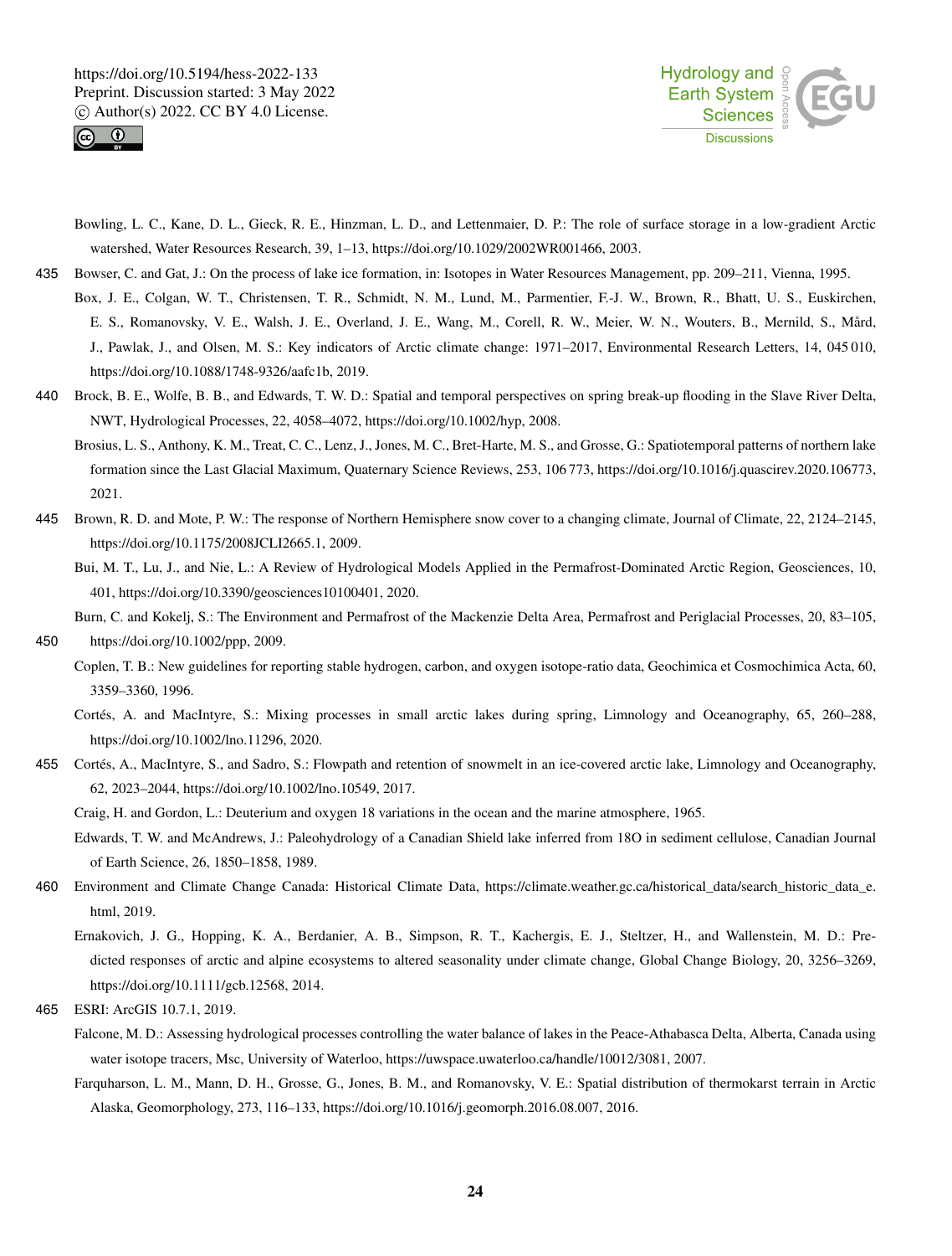Bowling, L. C., Kane, D. L., Gieck, R. E., Hinzman, L. D., and Lettenmaier, D. P.: The role of surface storage in a low-gradient Arctic watershed, Water Resources Research, 39, 1–13, https://doi.org/10.1029/2002WR001466, 2003.

Bowser, C. and Gat, J.: On the process of lake ice formation, in: Isotopes in Water Resources Management, pp. 209–211, Vienna, 1995.

Box, J. E., Colgan, W. T., Christensen, T. R., Schmidt, N. M., Lund, M., Parmentier, F.-J. W., Brown, R., Bhatt, U. S., Euskirchen, E. S., Romanovsky, V. E., Walsh, J. E., Overland, J. E., Wang, M., Corell, R. W., Meier, W. N., Wouters, B., Mernild, S., Mård, J., Pawlak, J., and Olsen, M. S.: Key indicators of Arctic climate change: 1971–2017, Environmental Research Letters, 14, 045 010, https://doi.org/10.1088/1748-9326/aafc1b, 2019.

Brock, B. E., Wolfe, B. B., and Edwards, T. W. D.: Spatial and temporal perspectives on spring break-up flooding in the Slave River Delta, NWT, Hydrological Processes, 22, 4058–4072, https://doi.org/10.1002/hyp, 2008.

Brosius, L. S., Anthony, K. M., Treat, C. C., Lenz, J., Jones, M. C., Bret-Harte, M. S., and Grosse, G.: Spatiotemporal patterns of northern lake formation since the Last Glacial Maximum, Quaternary Science Reviews, 253, 106 773, https://doi.org/10.1016/j.quascirev.2020.106773, 2021.

Brown, R. D. and Mote, P. W.: The response of Northern Hemisphere snow cover to a changing climate, Journal of Climate, 22, 2124–2145, https://doi.org/10.1175/2008JCLI2665.1, 2009.

Bui, M. T., Lu, J., and Nie, L.: A Review of Hydrological Models Applied in the Permafrost-Dominated Arctic Region, Geosciences, 10, 401, https://doi.org/10.3390/geosciences10100401, 2020.

Burn, C. and Kokelj, S.: The Environment and Permafrost of the Mackenzie Delta Area, Permafrost and Periglacial Processes, 20, 83–105, https://doi.org/10.1002/ppp, 2009.

Coplen, T. B.: New guidelines for reporting stable hydrogen, carbon, and oxygen isotope-ratio data, Geochimica et Cosmochimica Acta, 60, 3359–3360, 1996.

Cortés, A. and MacIntyre, S.: Mixing processes in small arctic lakes during spring, Limnology and Oceanography, 65, 260–288, https://doi.org/10.1002/lno.11296, 2020.

Cortés, A., MacIntyre, S., and Sadro, S.: Flowpath and retention of snowmelt in an ice-covered arctic lake, Limnology and Oceanography, 62, 2023–2044, https://doi.org/10.1002/lno.10549, 2017.

Craig, H. and Gordon, L.: Deuterium and oxygen 18 variations in the ocean and the marine atmosphere, 1965.

Edwards, T. W. and McAndrews, J.: Paleohydrology of a Canadian Shield lake inferred from 18O in sediment cellulose, Canadian Journal of Earth Science, 26, 1850–1858, 1989.

Environment and Climate Change Canada: Historical Climate Data, https://climate.weather.gc.ca/historical_data/search_historic_data_e.html, 2019.

Ernakovich, J. G., Hopping, K. A., Berdanier, A. B., Simpson, R. T., Kachergis, E. J., Steltzer, H., and Wallenstein, M. D.: Predicted responses of arctic and alpine ecosystems to altered seasonality under climate change, Global Change Biology, 20, 3256–3269, https://doi.org/10.1111/gcb.12568, 2014.

ESRI: ArcGIS 10.7.1, 2019.

Falcone, M. D.: Assessing hydrological processes controlling the water balance of lakes in the Peace-Athabasca Delta, Alberta, Canada using water isotope tracers, Msc, University of Waterloo, https://uwspace.uwaterloo.ca/handle/10012/3081, 2007.

Farquharson, L. M., Mann, D. H., Grosse, G., Jones, B. M., and Romanovsky, V. E.: Spatial distribution of thermokarst terrain in Arctic Alaska, Geomorphology, 273, 116–133, https://doi.org/10.1016/j.geomorph.2016.08.007, 2016.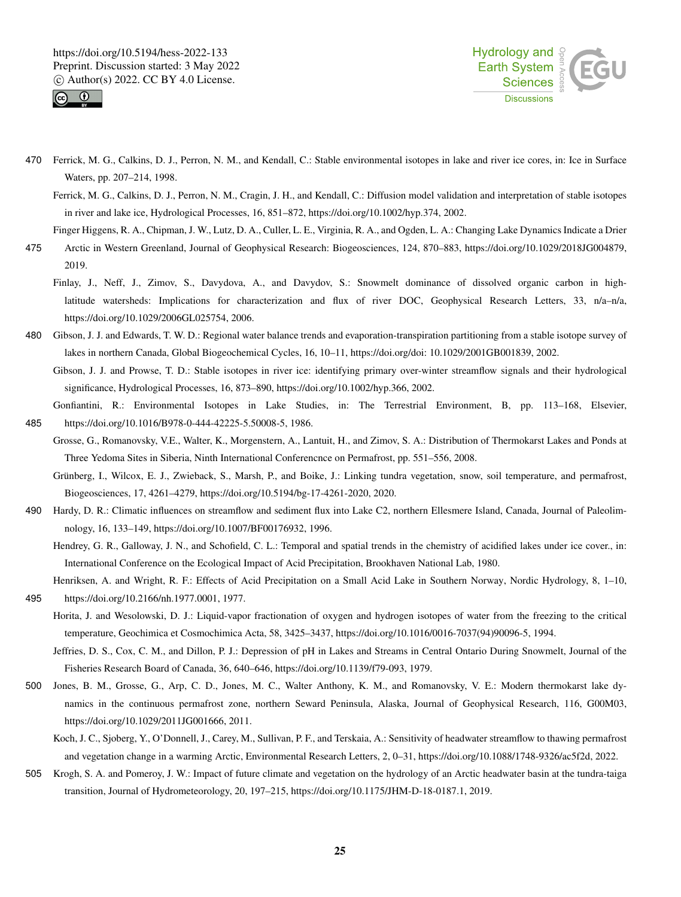Ferrick, M. G., Calkins, D. J., Perron, N. M., and Kendall, C.: Stable environmental isotopes in lake and river ice cores, in: Ice in Surface Waters, pp. 207–214, 1998.

Ferrick, M. G., Calkins, D. J., Perron, N. M., Cragin, J. H., and Kendall, C.: Diffusion model validation and interpretation of stable isotopes in river and lake ice, Hydrological Processes, 16, 851–872, https://doi.org/10.1002/hyp.374, 2002.

Finger Higgens, R. A., Chipman, J. W., Lutz, D. A., Culler, L. E., Virginia, R. A., and Ogden, L. A.: Changing Lake Dynamics Indicate a Drier Arctic in Western Greenland, Journal of Geophysical Research: Biogeosciences, 124, 870–883, https://doi.org/10.1029/2018JG004879, 2019.

Finlay, J., Neff, J., Zimov, S., Davydova, A., and Davydov, S.: Snowmelt dominance of dissolved organic carbon in high-latitude watersheds: Implications for characterization and flux of river DOC, Geophysical Research Letters, 33, n/a–n/a, https://doi.org/10.1029/2006GL025754, 2006.

Gibson, J. J. and Edwards, T. W. D.: Regional water balance trends and evaporation-transpiration partitioning from a stable isotope survey of lakes in northern Canada, Global Biogeochemical Cycles, 16, 10–11, https://doi.org/doi: 10.1029/2001GB001839, 2002.

Gibson, J. J. and Prowse, T. D.: Stable isotopes in river ice: identifying primary over-winter streamflow signals and their hydrological significance, Hydrological Processes, 16, 873–890, https://doi.org/10.1002/hyp.366, 2002.

Gonfiantini, R.: Environmental Isotopes in Lake Studies, in: The Terrestrial Environment, B, pp. 113–168, Elsevier, https://doi.org/10.1016/B978-0-444-42225-5.50008-5, 1986.

Grosse, G., Romanovsky, V.E., Walter, K., Morgenstern, A., Lantuit, H., and Zimov, S. A.: Distribution of Thermokarst Lakes and Ponds at Three Yedoma Sites in Siberia, Ninth International Conferencnce on Permafrost, pp. 551–556, 2008.

Grünberg, I., Wilcox, E. J., Zwieback, S., Marsh, P., and Boike, J.: Linking tundra vegetation, snow, soil temperature, and permafrost, Biogeosciences, 17, 4261–4279, https://doi.org/10.5194/bg-17-4261-2020, 2020.

Hardy, D. R.: Climatic influences on streamflow and sediment flux into Lake C2, northern Ellesmere Island, Canada, Journal of Paleolimnology, 16, 133–149, https://doi.org/10.1007/BF00176932, 1996.

Hendrey, G. R., Galloway, J. N., and Schofield, C. L.: Temporal and spatial trends in the chemistry of acidified lakes under ice cover., in: International Conference on the Ecological Impact of Acid Precipitation, Brookhaven National Lab, 1980.

Henriksen, A. and Wright, R. F.: Effects of Acid Precipitation on a Small Acid Lake in Southern Norway, Nordic Hydrology, 8, 1–10, https://doi.org/10.2166/nh.1977.0001, 1977.

Horita, J. and Wesolowski, D. J.: Liquid-vapor fractionation of oxygen and hydrogen isotopes of water from the freezing to the critical temperature, Geochimica et Cosmochimica Acta, 58, 3425–3437, https://doi.org/10.1016/0016-7037(94)90096-5, 1994.

Jeffries, D. S., Cox, C. M., and Dillon, P. J.: Depression of pH in Lakes and Streams in Central Ontario During Snowmelt, Journal of the Fisheries Research Board of Canada, 36, 640–646, https://doi.org/10.1139/f79-093, 1979.

Jones, B. M., Grosse, G., Arp, C. D., Jones, M. C., Walter Anthony, K. M., and Romanovsky, V. E.: Modern thermokarst lake dynamics in the continuous permafrost zone, northern Seward Peninsula, Alaska, Journal of Geophysical Research, 116, G00M03, https://doi.org/10.1029/2011JG001666, 2011.

Koch, J. C., Sjoberg, Y., O'Donnell, J., Carey, M., Sullivan, P. F., and Terskaia, A.: Sensitivity of headwater streamflow to thawing permafrost and vegetation change in a warming Arctic, Environmental Research Letters, 2, 0–31, https://doi.org/10.1088/1748-9326/ac5f2d, 2022.

Krogh, S. A. and Pomeroy, J. W.: Impact of future climate and vegetation on the hydrology of an Arctic headwater basin at the tundra-taiga transition, Journal of Hydrometeorology, 20, 197–215, https://doi.org/10.1175/JHM-D-18-0187.1, 2019.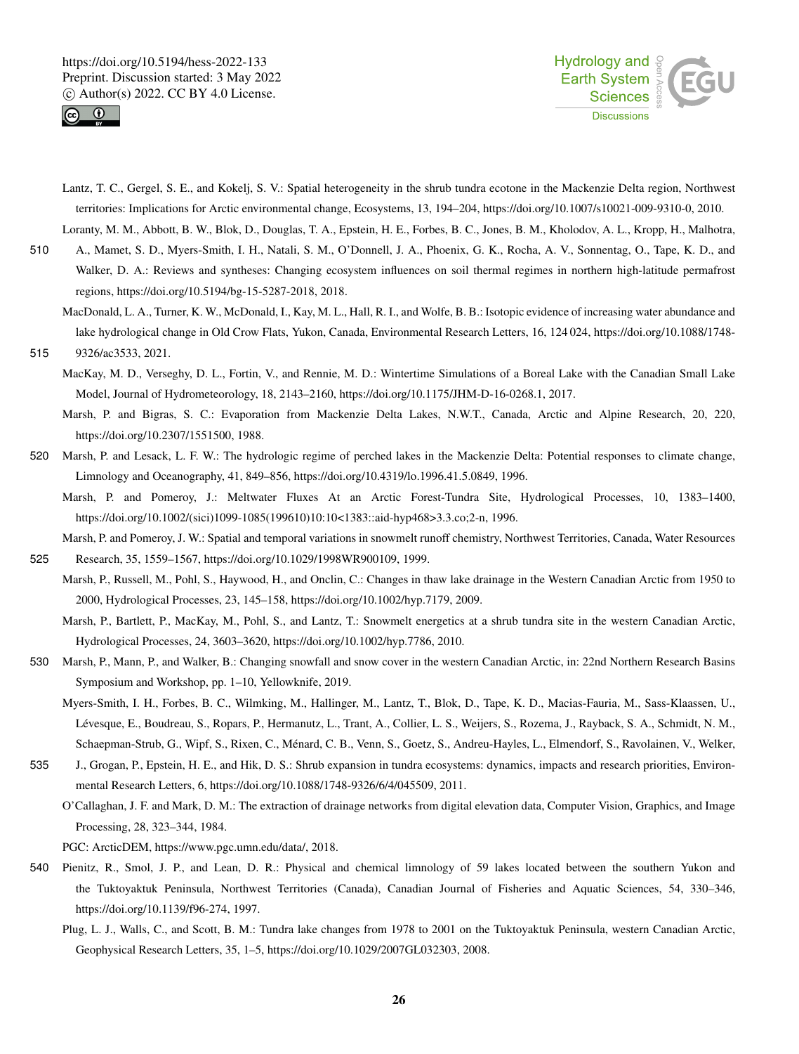Lantz, T. C., Gergel, S. E., and Kokelj, S. V.: Spatial heterogeneity in the shrub tundra ecotone in the Mackenzie Delta region, Northwest territories: Implications for Arctic environmental change, Ecosystems, 13, 194–204, https://doi.org/10.1007/s10021-009-9310-0, 2010.

Loranty, M. M., Abbott, B. W., Blok, D., Douglas, T. A., Epstein, H. E., Forbes, B. C., Jones, B. M., Kholodov, A. L., Kropp, H., Malhotra, A., Mamet, S. D., Myers-Smith, I. H., Natali, S. M., O'Donnell, J. A., Phoenix, G. K., Rocha, A. V., Sonnentag, O., Tape, K. D., and Walker, D. A.: Reviews and syntheses: Changing ecosystem influences on soil thermal regimes in northern high-latitude permafrost regions, https://doi.org/10.5194/bg-15-5287-2018, 2018.

MacDonald, L. A., Turner, K. W., McDonald, I., Kay, M. L., Hall, R. I., and Wolfe, B. B.: Isotopic evidence of increasing water abundance and lake hydrological change in Old Crow Flats, Yukon, Canada, Environmental Research Letters, 16, 124 024, https://doi.org/10.1088/1748-9326/ac3533, 2021.

MacKay, M. D., Verseghy, D. L., Fortin, V., and Rennie, M. D.: Wintertime Simulations of a Boreal Lake with the Canadian Small Lake Model, Journal of Hydrometeorology, 18, 2143–2160, https://doi.org/10.1175/JHM-D-16-0268.1, 2017.

Marsh, P. and Bigras, S. C.: Evaporation from Mackenzie Delta Lakes, N.W.T., Canada, Arctic and Alpine Research, 20, 220, https://doi.org/10.2307/1551500, 1988.

Marsh, P. and Lesack, L. F. W.: The hydrologic regime of perched lakes in the Mackenzie Delta: Potential responses to climate change, Limnology and Oceanography, 41, 849–856, https://doi.org/10.4319/lo.1996.41.5.0849, 1996.

Marsh, P. and Pomeroy, J.: Meltwater Fluxes At an Arctic Forest-Tundra Site, Hydrological Processes, 10, 1383–1400, https://doi.org/10.1002/(sici)1099-1085(199610)10:10<1383::aid-hyp468>3.3.co;2-n, 1996.

Marsh, P. and Pomeroy, J. W.: Spatial and temporal variations in snowmelt runoff chemistry, Northwest Territories, Canada, Water Resources Research, 35, 1559–1567, https://doi.org/10.1029/1998WR900109, 1999.

Marsh, P., Russell, M., Pohl, S., Haywood, H., and Onclin, C.: Changes in thaw lake drainage in the Western Canadian Arctic from 1950 to 2000, Hydrological Processes, 23, 145–158, https://doi.org/10.1002/hyp.7179, 2009.

Marsh, P., Bartlett, P., MacKay, M., Pohl, S., and Lantz, T.: Snowmelt energetics at a shrub tundra site in the western Canadian Arctic, Hydrological Processes, 24, 3603–3620, https://doi.org/10.1002/hyp.7786, 2010.

Marsh, P., Mann, P., and Walker, B.: Changing snowfall and snow cover in the western Canadian Arctic, in: 22nd Northern Research Basins Symposium and Workshop, pp. 1–10, Yellowknife, 2019.

Myers-Smith, I. H., Forbes, B. C., Wilmking, M., Hallinger, M., Lantz, T., Blok, D., Tape, K. D., Macias-Fauria, M., Sass-Klaassen, U., Lévesque, E., Boudreau, S., Ropars, P., Hermanutz, L., Trant, A., Collier, L. S., Weijers, S., Rozema, J., Rayback, S. A., Schmidt, N. M., Schaepman-Strub, G., Wipf, S., Rixen, C., Ménard, C. B., Venn, S., Goetz, S., Andreu-Hayles, L., Elmendorf, S., Ravolainen, V., Welker, J., Grogan, P., Epstein, H. E., and Hik, D. S.: Shrub expansion in tundra ecosystems: dynamics, impacts and research priorities, Environmental Research Letters, 6, https://doi.org/10.1088/1748-9326/6/4/045509, 2011.

O'Callaghan, J. F. and Mark, D. M.: The extraction of drainage networks from digital elevation data, Computer Vision, Graphics, and Image Processing, 28, 323–344, 1984.

PGC: ArcticDEM, https://www.pgc.umn.edu/data/, 2018.

Pienitz, R., Smol, J. P., and Lean, D. R.: Physical and chemical limnology of 59 lakes located between the southern Yukon and the Tuktoyaktuk Peninsula, Northwest Territories (Canada), Canadian Journal of Fisheries and Aquatic Sciences, 54, 330–346, https://doi.org/10.1139/f96-274, 1997.

Plug, L. J., Walls, C., and Scott, B. M.: Tundra lake changes from 1978 to 2001 on the Tuktoyaktuk Peninsula, western Canadian Arctic, Geophysical Research Letters, 35, 1–5, https://doi.org/10.1029/2007GL032303, 2008.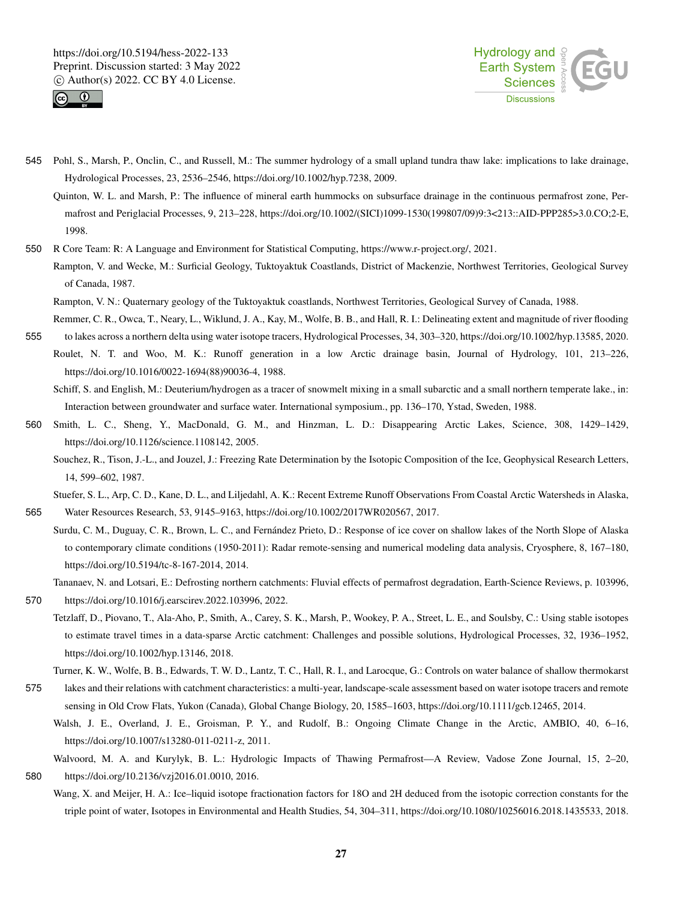Pohl, S., Marsh, P., Onclin, C., and Russell, M.: The summer hydrology of a small upland tundra thaw lake: implications to lake drainage, Hydrological Processes, 23, 2536–2546, https://doi.org/10.1002/hyp.7238, 2009.

Quinton, W. L. and Marsh, P.: The influence of mineral earth hummocks on subsurface drainage in the continuous permafrost zone, Permafrost and Periglacial Processes, 9, 213–228, https://doi.org/10.1002/(SICI)1099-1530(199807/09)9:3<213::AID-PPP285>3.0.CO;2-E, 1998.

R Core Team: R: A Language and Environment for Statistical Computing, https://www.r-project.org/, 2021.

Rampton, V. and Wecke, M.: Surficial Geology, Tuktoyaktuk Coastlands, District of Mackenzie, Northwest Territories, Geological Survey of Canada, 1987.

Rampton, V. N.: Quaternary geology of the Tuktoyaktuk coastlands, Northwest Territories, Geological Survey of Canada, 1988.

Remmer, C. R., Owca, T., Neary, L., Wiklund, J. A., Kay, M., Wolfe, B. B., and Hall, R. I.: Delineating extent and magnitude of river flooding to lakes across a northern delta using water isotope tracers, Hydrological Processes, 34, 303–320, https://doi.org/10.1002/hyp.13585, 2020.

Roulet, N. T. and Woo, M. K.: Runoff generation in a low Arctic drainage basin, Journal of Hydrology, 101, 213–226, https://doi.org/10.1016/0022-1694(88)90036-4, 1988.

Schiff, S. and English, M.: Deuterium/hydrogen as a tracer of snowmelt mixing in a small subarctic and a small northern temperate lake., in: Interaction between groundwater and surface water. International symposium., pp. 136–170, Ystad, Sweden, 1988.

Smith, L. C., Sheng, Y., MacDonald, G. M., and Hinzman, L. D.: Disappearing Arctic Lakes, Science, 308, 1429–1429, https://doi.org/10.1126/science.1108142, 2005.

Souchez, R., Tison, J.-L., and Jouzel, J.: Freezing Rate Determination by the Isotopic Composition of the Ice, Geophysical Research Letters, 14, 599–602, 1987.

Stuefer, S. L., Arp, C. D., Kane, D. L., and Liljedahl, A. K.: Recent Extreme Runoff Observations From Coastal Arctic Watersheds in Alaska, Water Resources Research, 53, 9145–9163, https://doi.org/10.1002/2017WR020567, 2017.

Surdu, C. M., Duguay, C. R., Brown, L. C., and Fernández Prieto, D.: Response of ice cover on shallow lakes of the North Slope of Alaska to contemporary climate conditions (1950-2011): Radar remote-sensing and numerical modeling data analysis, Cryosphere, 8, 167–180, https://doi.org/10.5194/tc-8-167-2014, 2014.

Tananaev, N. and Lotsari, E.: Defrosting northern catchments: Fluvial effects of permafrost degradation, Earth-Science Reviews, p. 103996, https://doi.org/10.1016/j.earscirev.2022.103996, 2022.

Tetzlaff, D., Piovano, T., Ala-Aho, P., Smith, A., Carey, S. K., Marsh, P., Wookey, P. A., Street, L. E., and Soulsby, C.: Using stable isotopes to estimate travel times in a data-sparse Arctic catchment: Challenges and possible solutions, Hydrological Processes, 32, 1936–1952, https://doi.org/10.1002/hyp.13146, 2018.

Turner, K. W., Wolfe, B. B., Edwards, T. W. D., Lantz, T. C., Hall, R. I., and Larocque, G.: Controls on water balance of shallow thermokarst lakes and their relations with catchment characteristics: a multi-year, landscape-scale assessment based on water isotope tracers and remote sensing in Old Crow Flats, Yukon (Canada), Global Change Biology, 20, 1585–1603, https://doi.org/10.1111/gcb.12465, 2014.

Walsh, J. E., Overland, J. E., Groisman, P. Y., and Rudolf, B.: Ongoing Climate Change in the Arctic, AMBIO, 40, 6–16, https://doi.org/10.1007/s13280-011-0211-z, 2011.

Walvoord, M. A. and Kurylyk, B. L.: Hydrologic Impacts of Thawing Permafrost—A Review, Vadose Zone Journal, 15, 2–20, https://doi.org/10.2136/vzj2016.01.0010, 2016.

Wang, X. and Meijer, H. A.: Ice–liquid isotope fractionation factors for 18O and 2H deduced from the isotopic correction constants for the triple point of water, Isotopes in Environmental and Health Studies, 54, 304–311, https://doi.org/10.1080/10256016.2018.1435533, 2018.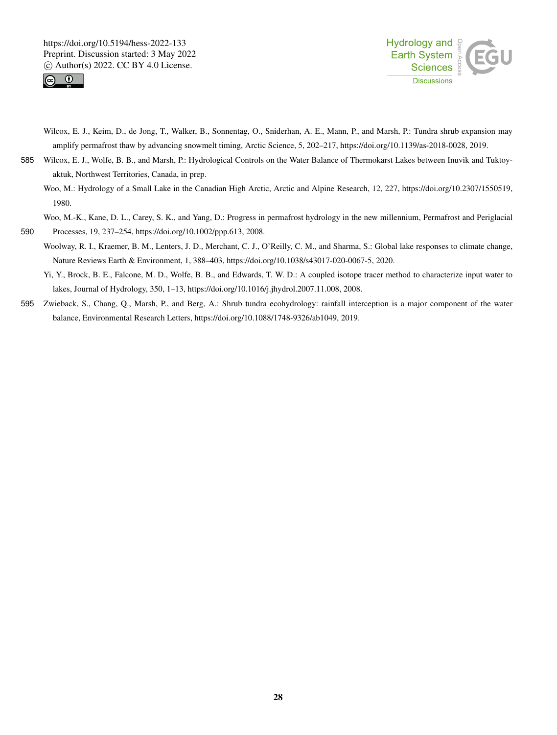Wilcox, E. J., Keim, D., de Jong, T., Walker, B., Sonnentag, O., Sniderhan, A. E., Mann, P., and Marsh, P.: Tundra shrub expansion may amplify permafrost thaw by advancing snowmelt timing, Arctic Science, 5, 202–217, https://doi.org/10.1139/as-2018-0028, 2019.

Wilcox, E. J., Wolfe, B. B., and Marsh, P.: Hydrological Controls on the Water Balance of Thermokarst Lakes between Inuvik and Tuktoyaktuk, Northwest Territories, Canada, in prep.

Woo, M.: Hydrology of a Small Lake in the Canadian High Arctic, Arctic and Alpine Research, 12, 227, https://doi.org/10.2307/1550519, 1980.

Woo, M.-K., Kane, D. L., Carey, S. K., and Yang, D.: Progress in permafrost hydrology in the new millennium, Permafrost and Periglacial Processes, 19, 237–254, https://doi.org/10.1002/ppp.613, 2008.

Woolway, R. I., Kraemer, B. M., Lenters, J. D., Merchant, C. J., O'Reilly, C. M., and Sharma, S.: Global lake responses to climate change, Nature Reviews Earth & Environment, 1, 388–403, https://doi.org/10.1038/s43017-020-0067-5, 2020.

Yi, Y., Brock, B. E., Falcone, M. D., Wolfe, B. B., and Edwards, T. W. D.: A coupled isotope tracer method to characterize input water to lakes, Journal of Hydrology, 350, 1–13, https://doi.org/10.1016/j.jhydrol.2007.11.008, 2008.

Zwieback, S., Chang, Q., Marsh, P., and Berg, A.: Shrub tundra ecohydrology: rainfall interception is a major component of the water balance, Environmental Research Letters, https://doi.org/10.1088/1748-9326/ab1049, 2019.